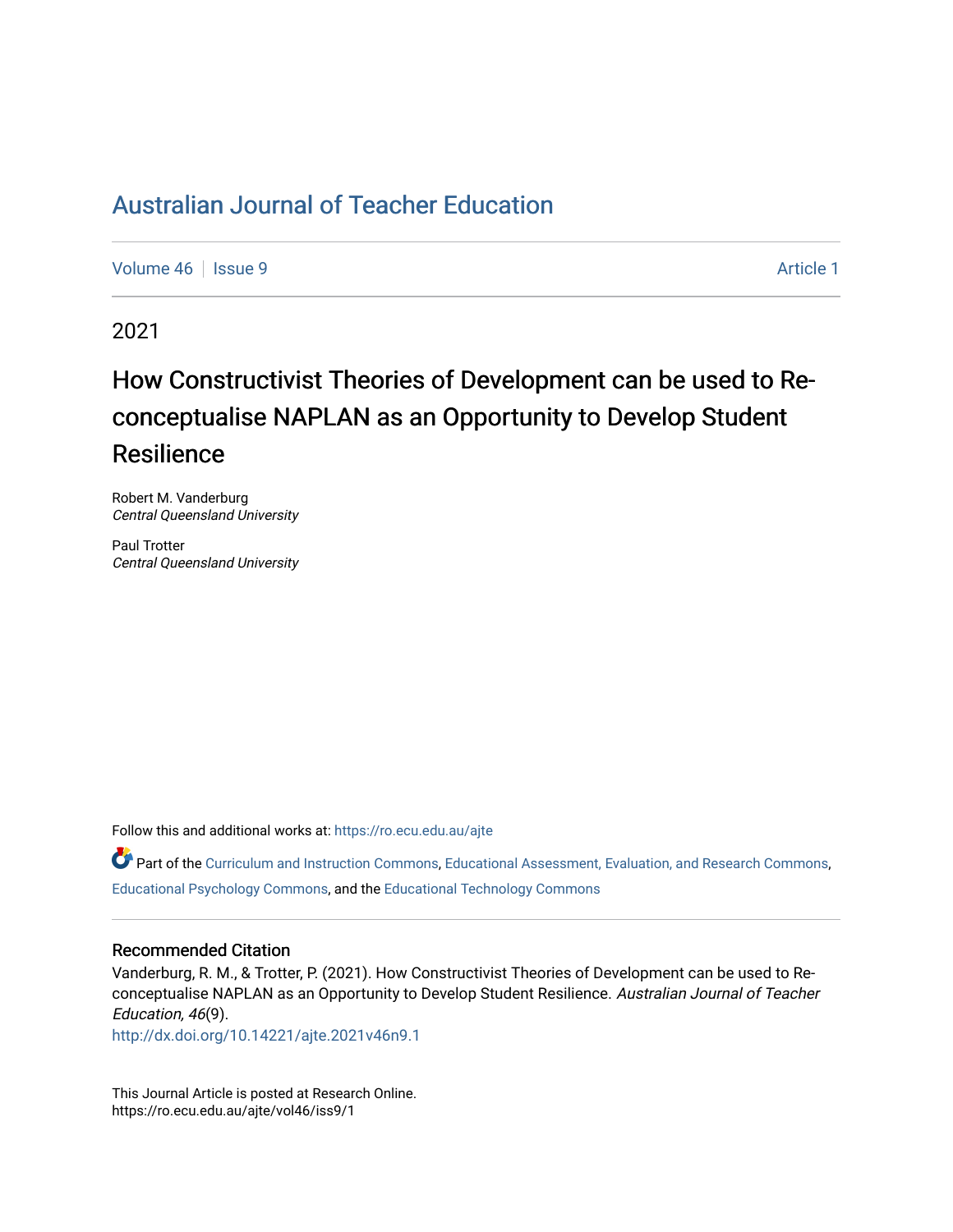# Australian Journal of Teacher Education

Volume 46 | Issue 9 Article 1

2021

## How Constructivist Theories of Development can be used to Re-conceptualise NAPLAN as an Opportunity to Develop Student Resilience

Robert M. Vanderburg
*Central Queensland University*

Paul Trotter
*Central Queensland University*

Follow this and additional works at: https://ro.ecu.edu.au/ajte

Part of the Curriculum and Instruction Commons, Educational Assessment, Evaluation, and Research Commons, Educational Psychology Commons, and the Educational Technology Commons

### Recommended Citation

Vanderburg, R. M., & Trotter, P. (2021). How Constructivist Theories of Development can be used to Re-conceptualise NAPLAN as an Opportunity to Develop Student Resilience. *Australian Journal of Teacher Education, 46*(9).
http://dx.doi.org/10.14221/ajte.2021v46n9.1

This Journal Article is posted at Research Online.
https://ro.ecu.edu.au/ajte/vol46/iss9/1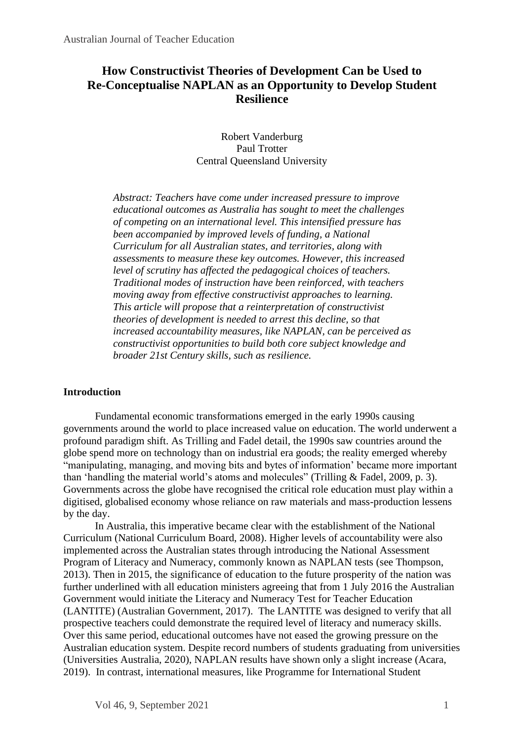# How Constructivist Theories of Development Can be Used to Re-Conceptualise NAPLAN as an Opportunity to Develop Student Resilience

Robert Vanderburg  
Paul Trotter  
Central Queensland University

*Abstract: Teachers have come under increased pressure to improve educational outcomes as Australia has sought to meet the challenges of competing on an international level. This intensified pressure has been accompanied by improved levels of funding, a National Curriculum for all Australian states, and territories, along with assessments to measure these key outcomes. However, this increased level of scrutiny has affected the pedagogical choices of teachers. Traditional modes of instruction have been reinforced, with teachers moving away from effective constructivist approaches to learning. This article will propose that a reinterpretation of constructivist theories of development is needed to arrest this decline, so that increased accountability measures, like NAPLAN, can be perceived as constructivist opportunities to build both core subject knowledge and broader 21st Century skills, such as resilience.*

## Introduction

Fundamental economic transformations emerged in the early 1990s causing governments around the world to place increased value on education. The world underwent a profound paradigm shift. As Trilling and Fadel detail, the 1990s saw countries around the globe spend more on technology than on industrial era goods; the reality emerged whereby "manipulating, managing, and moving bits and bytes of information' became more important than 'handling the material world's atoms and molecules" (Trilling & Fadel, 2009, p. 3). Governments across the globe have recognised the critical role education must play within a digitised, globalised economy whose reliance on raw materials and mass-production lessens by the day.

In Australia, this imperative became clear with the establishment of the National Curriculum (National Curriculum Board, 2008). Higher levels of accountability were also implemented across the Australian states through introducing the National Assessment Program of Literacy and Numeracy, commonly known as NAPLAN tests (see Thompson, 2013). Then in 2015, the significance of education to the future prosperity of the nation was further underlined with all education ministers agreeing that from 1 July 2016 the Australian Government would initiate the Literacy and Numeracy Test for Teacher Education (LANTITE) (Australian Government, 2017). The LANTITE was designed to verify that all prospective teachers could demonstrate the required level of literacy and numeracy skills. Over this same period, educational outcomes have not eased the growing pressure on the Australian education system. Despite record numbers of students graduating from universities (Universities Australia, 2020), NAPLAN results have shown only a slight increase (Acara, 2019). In contrast, international measures, like Programme for International Student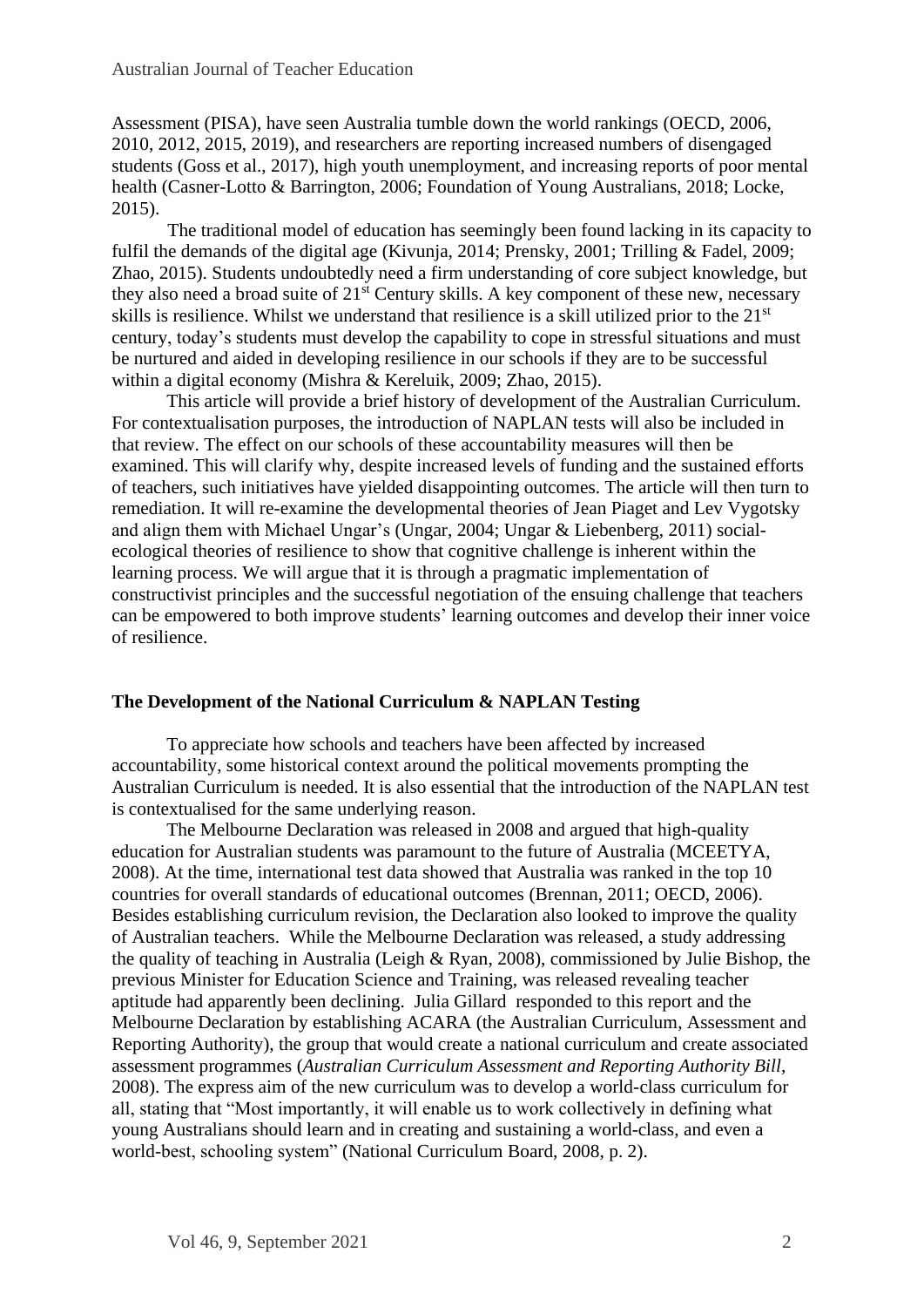Assessment (PISA), have seen Australia tumble down the world rankings (OECD, 2006, 2010, 2012, 2015, 2019), and researchers are reporting increased numbers of disengaged students (Goss et al., 2017), high youth unemployment, and increasing reports of poor mental health (Casner-Lotto & Barrington, 2006; Foundation of Young Australians, 2018; Locke, 2015).

The traditional model of education has seemingly been found lacking in its capacity to fulfil the demands of the digital age (Kivunja, 2014; Prensky, 2001; Trilling & Fadel, 2009; Zhao, 2015). Students undoubtedly need a firm understanding of core subject knowledge, but they also need a broad suite of 21st Century skills. A key component of these new, necessary skills is resilience. Whilst we understand that resilience is a skill utilized prior to the 21st century, today's students must develop the capability to cope in stressful situations and must be nurtured and aided in developing resilience in our schools if they are to be successful within a digital economy (Mishra & Kereluik, 2009; Zhao, 2015).

This article will provide a brief history of development of the Australian Curriculum. For contextualisation purposes, the introduction of NAPLAN tests will also be included in that review. The effect on our schools of these accountability measures will then be examined. This will clarify why, despite increased levels of funding and the sustained efforts of teachers, such initiatives have yielded disappointing outcomes. The article will then turn to remediation. It will re-examine the developmental theories of Jean Piaget and Lev Vygotsky and align them with Michael Ungar's (Ungar, 2004; Ungar & Liebenberg, 2011) social-ecological theories of resilience to show that cognitive challenge is inherent within the learning process. We will argue that it is through a pragmatic implementation of constructivist principles and the successful negotiation of the ensuing challenge that teachers can be empowered to both improve students' learning outcomes and develop their inner voice of resilience.

## The Development of the National Curriculum & NAPLAN Testing

To appreciate how schools and teachers have been affected by increased accountability, some historical context around the political movements prompting the Australian Curriculum is needed. It is also essential that the introduction of the NAPLAN test is contextualised for the same underlying reason.

The Melbourne Declaration was released in 2008 and argued that high-quality education for Australian students was paramount to the future of Australia (MCEETYA, 2008). At the time, international test data showed that Australia was ranked in the top 10 countries for overall standards of educational outcomes (Brennan, 2011; OECD, 2006). Besides establishing curriculum revision, the Declaration also looked to improve the quality of Australian teachers. While the Melbourne Declaration was released, a study addressing the quality of teaching in Australia (Leigh & Ryan, 2008), commissioned by Julie Bishop, the previous Minister for Education Science and Training, was released revealing teacher aptitude had apparently been declining. Julia Gillard responded to this report and the Melbourne Declaration by establishing ACARA (the Australian Curriculum, Assessment and Reporting Authority), the group that would create a national curriculum and create associated assessment programmes (*Australian Curriculum Assessment and Reporting Authority Bill*, 2008). The express aim of the new curriculum was to develop a world-class curriculum for all, stating that "Most importantly, it will enable us to work collectively in defining what young Australians should learn and in creating and sustaining a world-class, and even a world-best, schooling system" (National Curriculum Board, 2008, p. 2).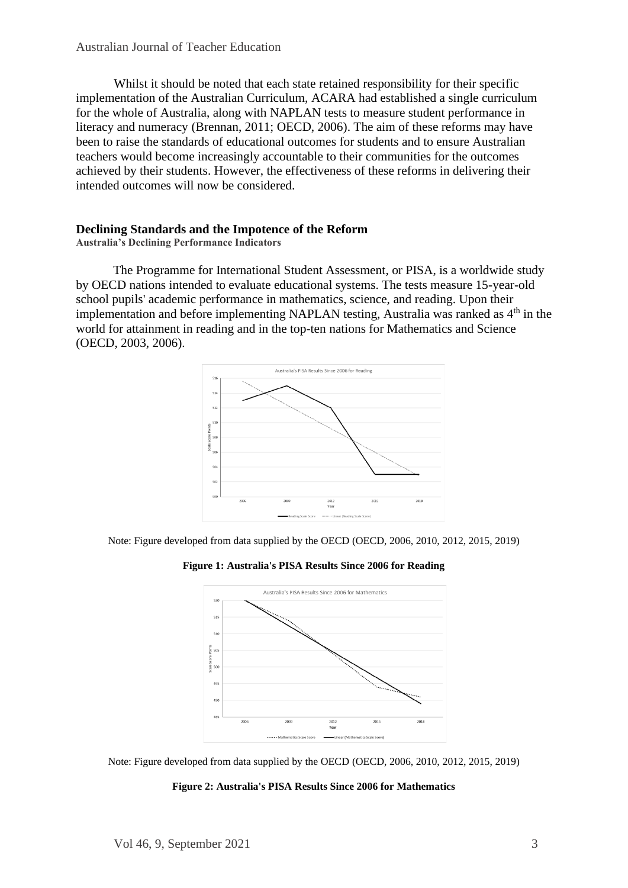Whilst it should be noted that each state retained responsibility for their specific implementation of the Australian Curriculum, ACARA had established a single curriculum for the whole of Australia, along with NAPLAN tests to measure student performance in literacy and numeracy (Brennan, 2011; OECD, 2006). The aim of these reforms may have been to raise the standards of educational outcomes for students and to ensure Australian teachers would become increasingly accountable to their communities for the outcomes achieved by their students. However, the effectiveness of these reforms in delivering their intended outcomes will now be considered.

## Declining Standards and the Impotence of the Reform

### Australia's Declining Performance Indicators

The Programme for International Student Assessment, or PISA, is a worldwide study by OECD nations intended to evaluate educational systems. The tests measure 15-year-old school pupils' academic performance in mathematics, science, and reading. Upon their implementation and before implementing NAPLAN testing, Australia was ranked as 4th in the world for attainment in reading and in the top-ten nations for Mathematics and Science (OECD, 2003, 2006).

Note: Figure developed from data supplied by the OECD (OECD, 2006, 2010, 2012, 2015, 2019)

**Figure 1: Australia's PISA Results Since 2006 for Reading**

Note: Figure developed from data supplied by the OECD (OECD, 2006, 2010, 2012, 2015, 2019)

**Figure 2: Australia's PISA Results Since 2006 for Mathematics**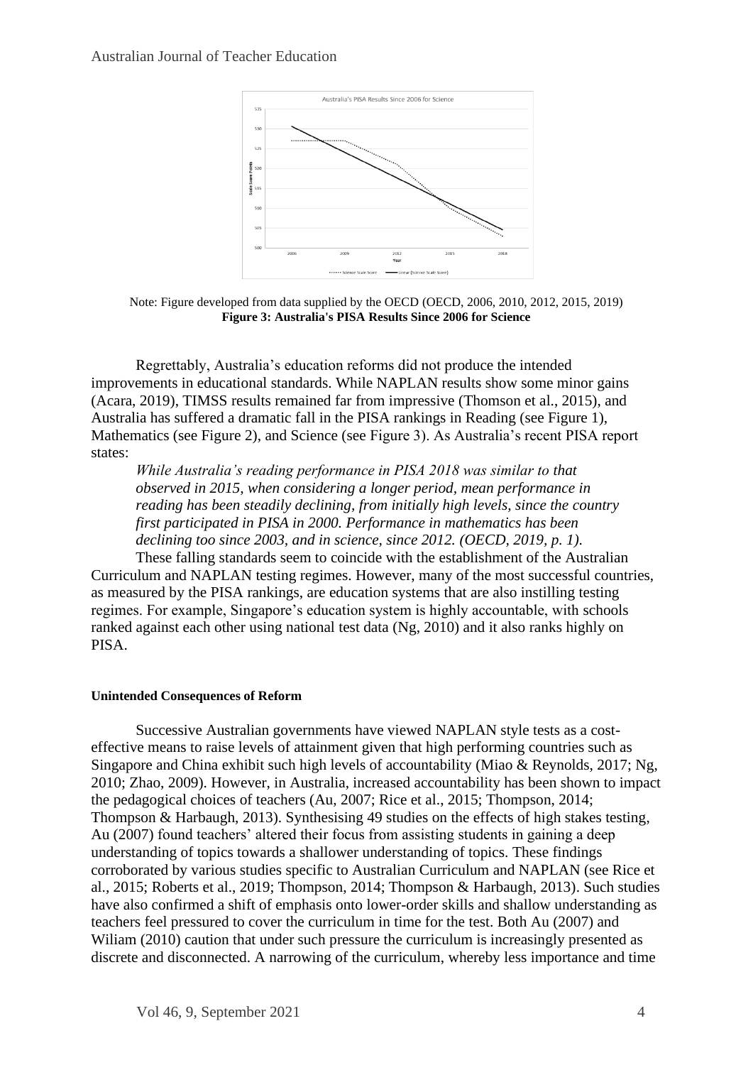Note: Figure developed from data supplied by the OECD (OECD, 2006, 2010, 2012, 2015, 2019)

**Figure 3: Australia's PISA Results Since 2006 for Science**

Regrettably, Australia's education reforms did not produce the intended improvements in educational standards. While NAPLAN results show some minor gains (Acara, 2019), TIMSS results remained far from impressive (Thomson et al., 2015), and Australia has suffered a dramatic fall in the PISA rankings in Reading (see Figure 1), Mathematics (see Figure 2), and Science (see Figure 3). As Australia's recent PISA report states:

> *While Australia's reading performance in PISA 2018 was similar to that observed in 2015, when considering a longer period, mean performance in reading has been steadily declining, from initially high levels, since the country first participated in PISA in 2000. Performance in mathematics has been declining too since 2003, and in science, since 2012. (OECD, 2019, p. 1).*

These falling standards seem to coincide with the establishment of the Australian Curriculum and NAPLAN testing regimes. However, many of the most successful countries, as measured by the PISA rankings, are education systems that are also instilling testing regimes. For example, Singapore's education system is highly accountable, with schools ranked against each other using national test data (Ng, 2010) and it also ranks highly on PISA.

#### Unintended Consequences of Reform

Successive Australian governments have viewed NAPLAN style tests as a cost-effective means to raise levels of attainment given that high performing countries such as Singapore and China exhibit such high levels of accountability (Miao & Reynolds, 2017; Ng, 2010; Zhao, 2009). However, in Australia, increased accountability has been shown to impact the pedagogical choices of teachers (Au, 2007; Rice et al., 2015; Thompson, 2014; Thompson & Harbaugh, 2013). Synthesising 49 studies on the effects of high stakes testing, Au (2007) found teachers' altered their focus from assisting students in gaining a deep understanding of topics towards a shallower understanding of topics. These findings corroborated by various studies specific to Australian Curriculum and NAPLAN (see Rice et al., 2015; Roberts et al., 2019; Thompson, 2014; Thompson & Harbaugh, 2013). Such studies have also confirmed a shift of emphasis onto lower-order skills and shallow understanding as teachers feel pressured to cover the curriculum in time for the test. Both Au (2007) and Wiliam (2010) caution that under such pressure the curriculum is increasingly presented as discrete and disconnected. A narrowing of the curriculum, whereby less importance and time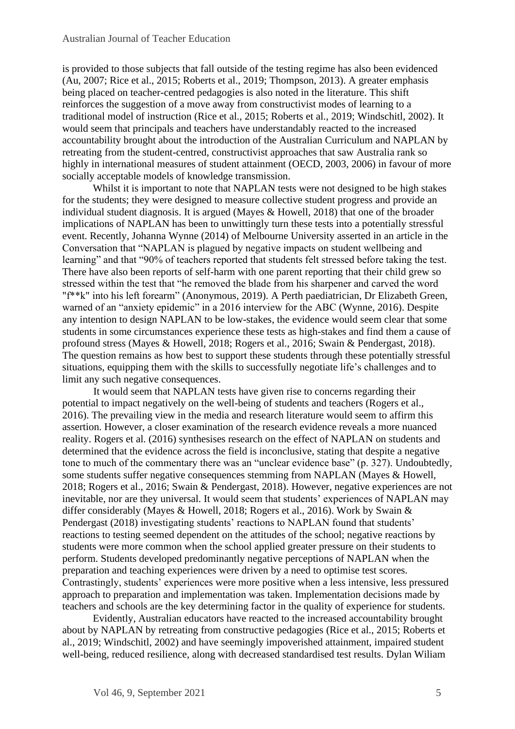is provided to those subjects that fall outside of the testing regime has also been evidenced (Au, 2007; Rice et al., 2015; Roberts et al., 2019; Thompson, 2013). A greater emphasis being placed on teacher-centred pedagogies is also noted in the literature. This shift reinforces the suggestion of a move away from constructivist modes of learning to a traditional model of instruction (Rice et al., 2015; Roberts et al., 2019; Windschitl, 2002). It would seem that principals and teachers have understandably reacted to the increased accountability brought about the introduction of the Australian Curriculum and NAPLAN by retreating from the student-centred, constructivist approaches that saw Australia rank so highly in international measures of student attainment (OECD, 2003, 2006) in favour of more socially acceptable models of knowledge transmission.

Whilst it is important to note that NAPLAN tests were not designed to be high stakes for the students; they were designed to measure collective student progress and provide an individual student diagnosis. It is argued (Mayes & Howell, 2018) that one of the broader implications of NAPLAN has been to unwittingly turn these tests into a potentially stressful event. Recently, Johanna Wynne (2014) of Melbourne University asserted in an article in the Conversation that "NAPLAN is plagued by negative impacts on student wellbeing and learning" and that "90% of teachers reported that students felt stressed before taking the test. There have also been reports of self-harm with one parent reporting that their child grew so stressed within the test that "he removed the blade from his sharpener and carved the word "f**k" into his left forearm" (Anonymous, 2019). A Perth paediatrician, Dr Elizabeth Green, warned of an "anxiety epidemic" in a 2016 interview for the ABC (Wynne, 2016). Despite any intention to design NAPLAN to be low-stakes, the evidence would seem clear that some students in some circumstances experience these tests as high-stakes and find them a cause of profound stress (Mayes & Howell, 2018; Rogers et al., 2016; Swain & Pendergast, 2018). The question remains as how best to support these students through these potentially stressful situations, equipping them with the skills to successfully negotiate life's challenges and to limit any such negative consequences.

It would seem that NAPLAN tests have given rise to concerns regarding their potential to impact negatively on the well-being of students and teachers (Rogers et al., 2016). The prevailing view in the media and research literature would seem to affirm this assertion. However, a closer examination of the research evidence reveals a more nuanced reality. Rogers et al. (2016) synthesises research on the effect of NAPLAN on students and determined that the evidence across the field is inconclusive, stating that despite a negative tone to much of the commentary there was an "unclear evidence base" (p. 327). Undoubtedly, some students suffer negative consequences stemming from NAPLAN (Mayes & Howell, 2018; Rogers et al., 2016; Swain & Pendergast, 2018). However, negative experiences are not inevitable, nor are they universal. It would seem that students' experiences of NAPLAN may differ considerably (Mayes & Howell, 2018; Rogers et al., 2016). Work by Swain & Pendergast (2018) investigating students' reactions to NAPLAN found that students' reactions to testing seemed dependent on the attitudes of the school; negative reactions by students were more common when the school applied greater pressure on their students to perform. Students developed predominantly negative perceptions of NAPLAN when the preparation and teaching experiences were driven by a need to optimise test scores. Contrastingly, students' experiences were more positive when a less intensive, less pressured approach to preparation and implementation was taken. Implementation decisions made by teachers and schools are the key determining factor in the quality of experience for students.

Evidently, Australian educators have reacted to the increased accountability brought about by NAPLAN by retreating from constructive pedagogies (Rice et al., 2015; Roberts et al., 2019; Windschitl, 2002) and have seemingly impoverished attainment, impaired student well-being, reduced resilience, along with decreased standardised test results. Dylan Wiliam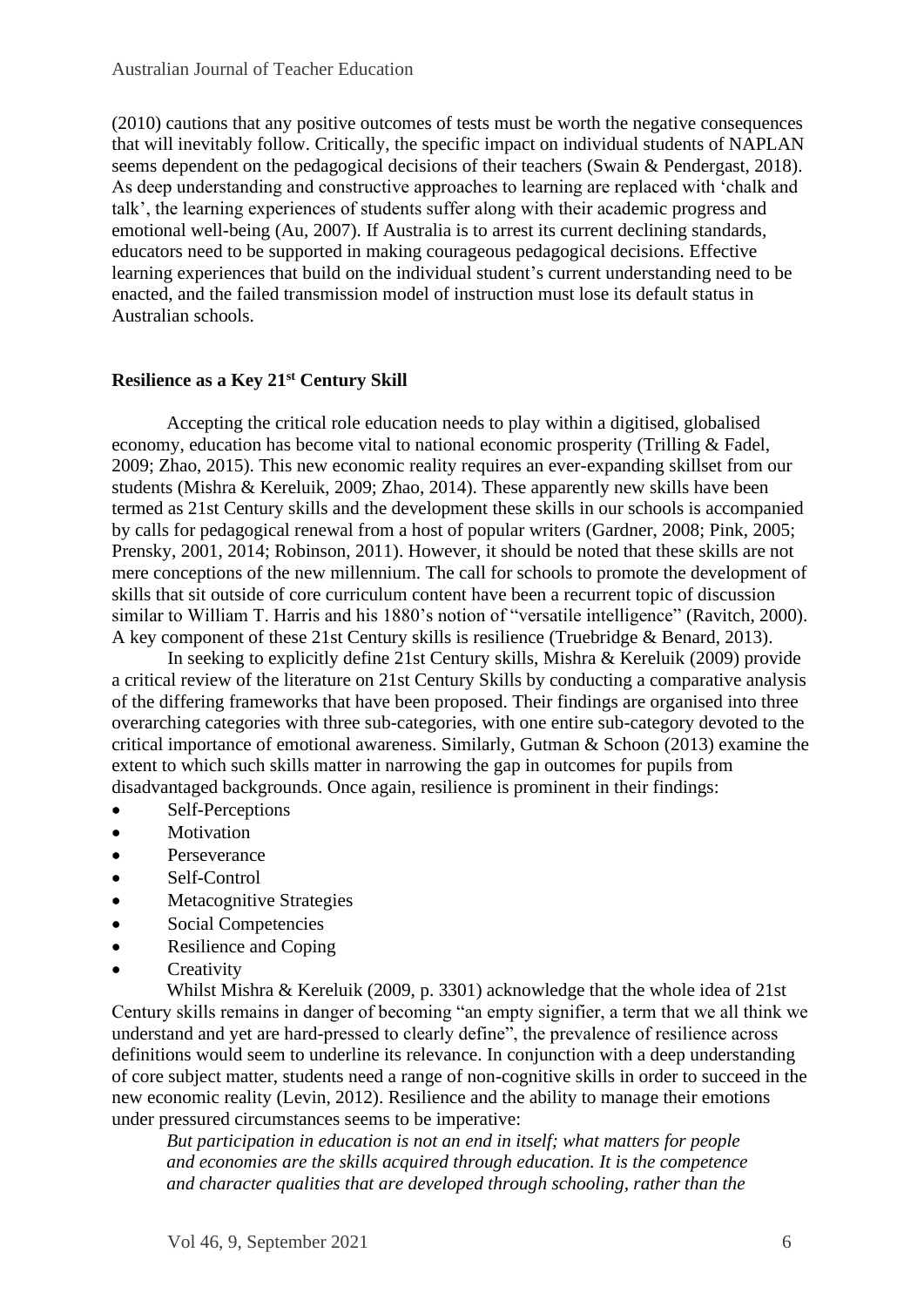(2010) cautions that any positive outcomes of tests must be worth the negative consequences that will inevitably follow. Critically, the specific impact on individual students of NAPLAN seems dependent on the pedagogical decisions of their teachers (Swain & Pendergast, 2018). As deep understanding and constructive approaches to learning are replaced with 'chalk and talk', the learning experiences of students suffer along with their academic progress and emotional well-being (Au, 2007). If Australia is to arrest its current declining standards, educators need to be supported in making courageous pedagogical decisions. Effective learning experiences that build on the individual student's current understanding need to be enacted, and the failed transmission model of instruction must lose its default status in Australian schools.

## Resilience as a Key 21st Century Skill

Accepting the critical role education needs to play within a digitised, globalised economy, education has become vital to national economic prosperity (Trilling & Fadel, 2009; Zhao, 2015). This new economic reality requires an ever-expanding skillset from our students (Mishra & Kereluik, 2009; Zhao, 2014). These apparently new skills have been termed as 21st Century skills and the development these skills in our schools is accompanied by calls for pedagogical renewal from a host of popular writers (Gardner, 2008; Pink, 2005; Prensky, 2001, 2014; Robinson, 2011). However, it should be noted that these skills are not mere conceptions of the new millennium. The call for schools to promote the development of skills that sit outside of core curriculum content have been a recurrent topic of discussion similar to William T. Harris and his 1880's notion of "versatile intelligence" (Ravitch, 2000). A key component of these 21st Century skills is resilience (Truebridge & Benard, 2013).

In seeking to explicitly define 21st Century skills, Mishra & Kereluik (2009) provide a critical review of the literature on 21st Century Skills by conducting a comparative analysis of the differing frameworks that have been proposed. Their findings are organised into three overarching categories with three sub-categories, with one entire sub-category devoted to the critical importance of emotional awareness. Similarly, Gutman & Schoon (2013) examine the extent to which such skills matter in narrowing the gap in outcomes for pupils from disadvantaged backgrounds. Once again, resilience is prominent in their findings:

- Self-Perceptions
- Motivation
- Perseverance
- Self-Control
- Metacognitive Strategies
- Social Competencies
- Resilience and Coping
- Creativity

Whilst Mishra & Kereluik (2009, p. 3301) acknowledge that the whole idea of 21st Century skills remains in danger of becoming "an empty signifier, a term that we all think we understand and yet are hard-pressed to clearly define", the prevalence of resilience across definitions would seem to underline its relevance. In conjunction with a deep understanding of core subject matter, students need a range of non-cognitive skills in order to succeed in the new economic reality (Levin, 2012). Resilience and the ability to manage their emotions under pressured circumstances seems to be imperative:

> *But participation in education is not an end in itself; what matters for people and economies are the skills acquired through education. It is the competence and character qualities that are developed through schooling, rather than the*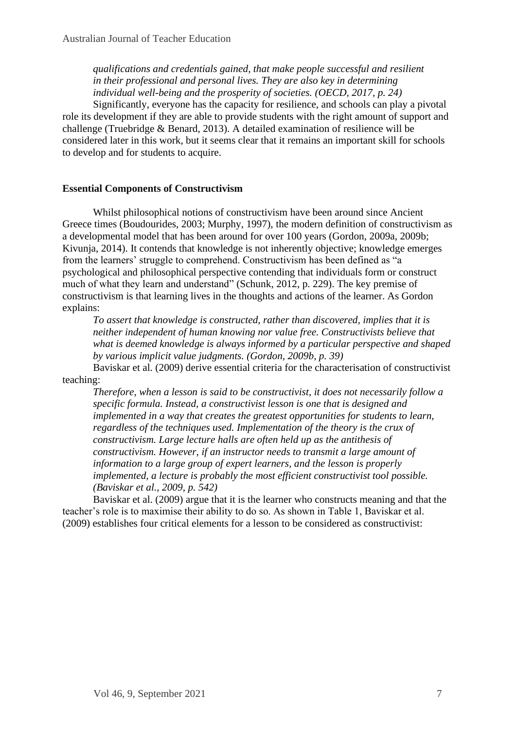*qualifications and credentials gained, that make people successful and resilient in their professional and personal lives. They are also key in determining individual well-being and the prosperity of societies. (OECD, 2017, p. 24)*

Significantly, everyone has the capacity for resilience, and schools can play a pivotal role its development if they are able to provide students with the right amount of support and challenge (Truebridge & Benard, 2013). A detailed examination of resilience will be considered later in this work, but it seems clear that it remains an important skill for schools to develop and for students to acquire.

**Essential Components of Constructivism**

Whilst philosophical notions of constructivism have been around since Ancient Greece times (Boudourides, 2003; Murphy, 1997), the modern definition of constructivism as a developmental model that has been around for over 100 years (Gordon, 2009a, 2009b; Kivunja, 2014). It contends that knowledge is not inherently objective; knowledge emerges from the learners' struggle to comprehend. Constructivism has been defined as "a psychological and philosophical perspective contending that individuals form or construct much of what they learn and understand" (Schunk, 2012, p. 229). The key premise of constructivism is that learning lives in the thoughts and actions of the learner. As Gordon explains:

*To assert that knowledge is constructed, rather than discovered, implies that it is neither independent of human knowing nor value free. Constructivists believe that what is deemed knowledge is always informed by a particular perspective and shaped by various implicit value judgments. (Gordon, 2009b, p. 39)*

Baviskar et al. (2009) derive essential criteria for the characterisation of constructivist teaching:

*Therefore, when a lesson is said to be constructivist, it does not necessarily follow a specific formula. Instead, a constructivist lesson is one that is designed and implemented in a way that creates the greatest opportunities for students to learn, regardless of the techniques used. Implementation of the theory is the crux of constructivism. Large lecture halls are often held up as the antithesis of constructivism. However, if an instructor needs to transmit a large amount of information to a large group of expert learners, and the lesson is properly implemented, a lecture is probably the most efficient constructivist tool possible. (Baviskar et al., 2009, p. 542)*

Baviskar et al. (2009) argue that it is the learner who constructs meaning and that the teacher's role is to maximise their ability to do so. As shown in Table 1, Baviskar et al. (2009) establishes four critical elements for a lesson to be considered as constructivist: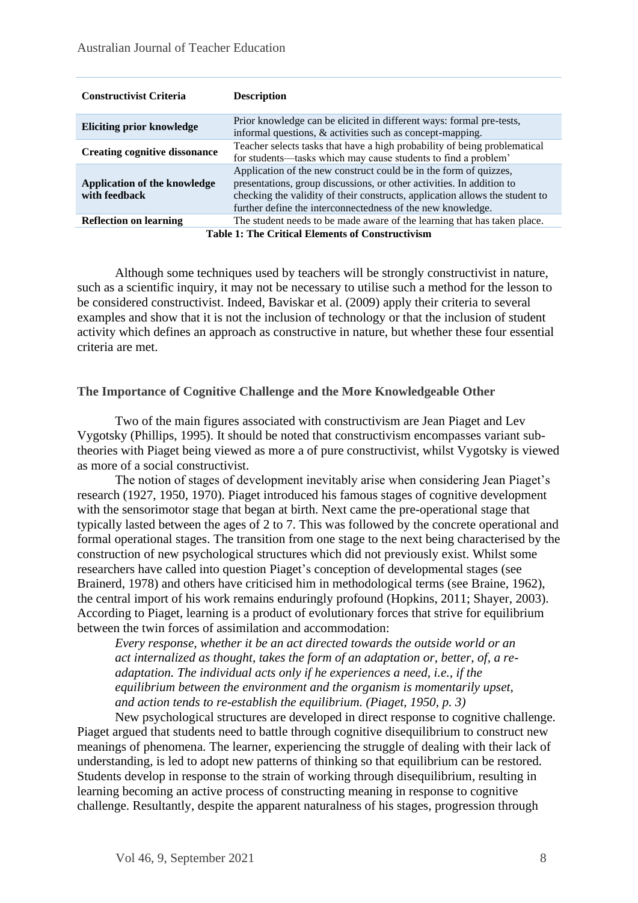| Constructivist Criteria | Description |
| --- | --- |
| **Eliciting prior knowledge** | Prior knowledge can be elicited in different ways: formal pre-tests, informal questions, & activities such as concept-mapping. |
| **Creating cognitive dissonance** | Teacher selects tasks that have a high probability of being problematical for students—tasks which may cause students to find a problem' |
| **Application of the knowledge with feedback** | Application of the new construct could be in the form of quizzes, presentations, group discussions, or other activities. In addition to checking the validity of their constructs, application allows the student to further define the interconnectedness of the new knowledge. |
| **Reflection on learning** | The student needs to be made aware of the learning that has taken place. |

**Table 1: The Critical Elements of Constructivism**

Although some techniques used by teachers will be strongly constructivist in nature, such as a scientific inquiry, it may not be necessary to utilise such a method for the lesson to be considered constructivist. Indeed, Baviskar et al. (2009) apply their criteria to several examples and show that it is not the inclusion of technology or that the inclusion of student activity which defines an approach as constructive in nature, but whether these four essential criteria are met.

### The Importance of Cognitive Challenge and the More Knowledgeable Other

Two of the main figures associated with constructivism are Jean Piaget and Lev Vygotsky (Phillips, 1995). It should be noted that constructivism encompasses variant sub-theories with Piaget being viewed as more a of pure constructivist, whilst Vygotsky is viewed as more of a social constructivist.

The notion of stages of development inevitably arise when considering Jean Piaget's research (1927, 1950, 1970). Piaget introduced his famous stages of cognitive development with the sensorimotor stage that began at birth. Next came the pre-operational stage that typically lasted between the ages of 2 to 7. This was followed by the concrete operational and formal operational stages. The transition from one stage to the next being characterised by the construction of new psychological structures which did not previously exist. Whilst some researchers have called into question Piaget's conception of developmental stages (see Brainerd, 1978) and others have criticised him in methodological terms (see Braine, 1962), the central import of his work remains enduringly profound (Hopkins, 2011; Shayer, 2003). According to Piaget, learning is a product of evolutionary forces that strive for equilibrium between the twin forces of assimilation and accommodation:

> *Every response, whether it be an act directed towards the outside world or an act internalized as thought, takes the form of an adaptation or, better, of, a re-adaptation. The individual acts only if he experiences a need, i.e., if the equilibrium between the environment and the organism is momentarily upset, and action tends to re-establish the equilibrium. (Piaget, 1950, p. 3)*

New psychological structures are developed in direct response to cognitive challenge. Piaget argued that students need to battle through cognitive disequilibrium to construct new meanings of phenomena. The learner, experiencing the struggle of dealing with their lack of understanding, is led to adopt new patterns of thinking so that equilibrium can be restored. Students develop in response to the strain of working through disequilibrium, resulting in learning becoming an active process of constructing meaning in response to cognitive challenge. Resultantly, despite the apparent naturalness of his stages, progression through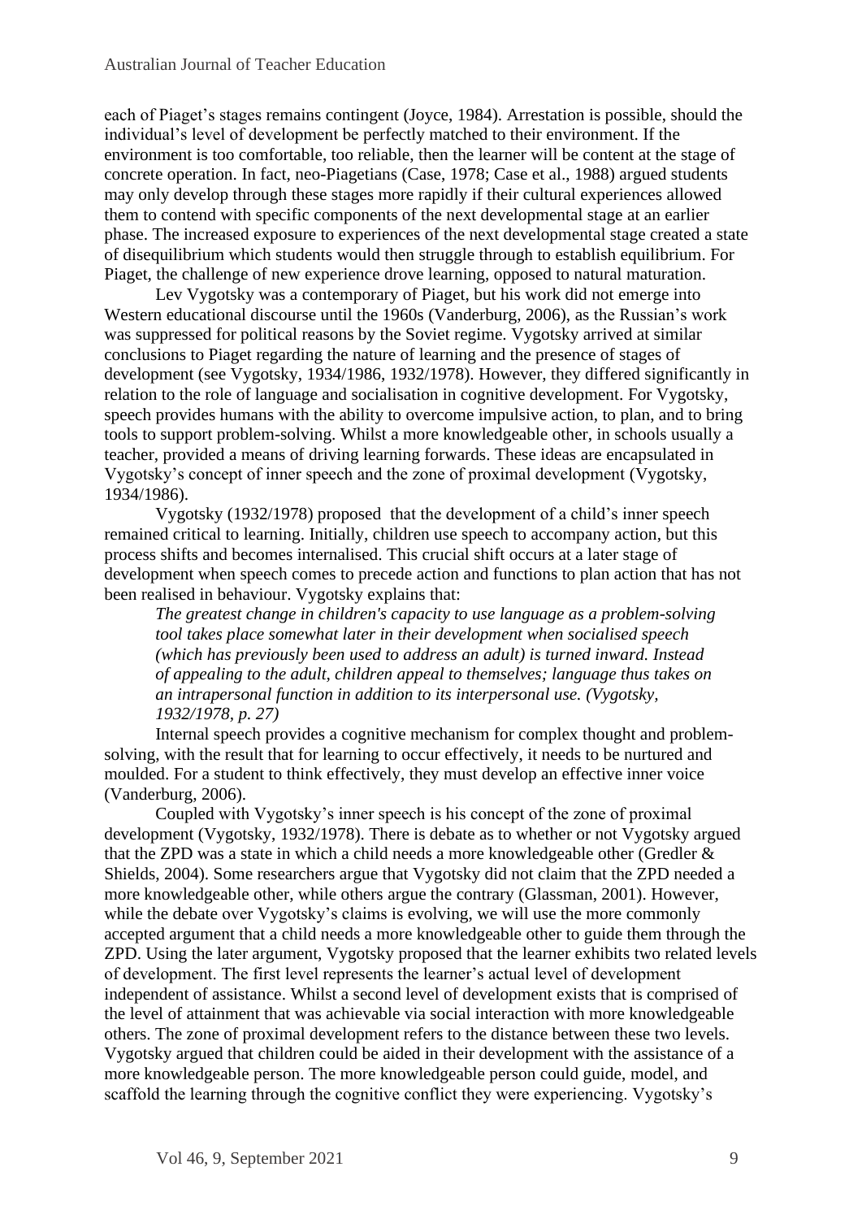each of Piaget's stages remains contingent (Joyce, 1984). Arrestation is possible, should the individual's level of development be perfectly matched to their environment. If the environment is too comfortable, too reliable, then the learner will be content at the stage of concrete operation. In fact, neo-Piagetians (Case, 1978; Case et al., 1988) argued students may only develop through these stages more rapidly if their cultural experiences allowed them to contend with specific components of the next developmental stage at an earlier phase. The increased exposure to experiences of the next developmental stage created a state of disequilibrium which students would then struggle through to establish equilibrium. For Piaget, the challenge of new experience drove learning, opposed to natural maturation.

Lev Vygotsky was a contemporary of Piaget, but his work did not emerge into Western educational discourse until the 1960s (Vanderburg, 2006), as the Russian's work was suppressed for political reasons by the Soviet regime. Vygotsky arrived at similar conclusions to Piaget regarding the nature of learning and the presence of stages of development (see Vygotsky, 1934/1986, 1932/1978). However, they differed significantly in relation to the role of language and socialisation in cognitive development. For Vygotsky, speech provides humans with the ability to overcome impulsive action, to plan, and to bring tools to support problem-solving. Whilst a more knowledgeable other, in schools usually a teacher, provided a means of driving learning forwards. These ideas are encapsulated in Vygotsky's concept of inner speech and the zone of proximal development (Vygotsky, 1934/1986).

Vygotsky (1932/1978) proposed that the development of a child's inner speech remained critical to learning. Initially, children use speech to accompany action, but this process shifts and becomes internalised. This crucial shift occurs at a later stage of development when speech comes to precede action and functions to plan action that has not been realised in behaviour. Vygotsky explains that:

> *The greatest change in children's capacity to use language as a problem-solving tool takes place somewhat later in their development when socialised speech (which has previously been used to address an adult) is turned inward. Instead of appealing to the adult, children appeal to themselves; language thus takes on an intrapersonal function in addition to its interpersonal use. (Vygotsky, 1932/1978, p. 27)*

Internal speech provides a cognitive mechanism for complex thought and problem-solving, with the result that for learning to occur effectively, it needs to be nurtured and moulded. For a student to think effectively, they must develop an effective inner voice (Vanderburg, 2006).

Coupled with Vygotsky's inner speech is his concept of the zone of proximal development (Vygotsky, 1932/1978). There is debate as to whether or not Vygotsky argued that the ZPD was a state in which a child needs a more knowledgeable other (Gredler & Shields, 2004). Some researchers argue that Vygotsky did not claim that the ZPD needed a more knowledgeable other, while others argue the contrary (Glassman, 2001). However, while the debate over Vygotsky's claims is evolving, we will use the more commonly accepted argument that a child needs a more knowledgeable other to guide them through the ZPD. Using the later argument, Vygotsky proposed that the learner exhibits two related levels of development. The first level represents the learner's actual level of development independent of assistance. Whilst a second level of development exists that is comprised of the level of attainment that was achievable via social interaction with more knowledgeable others. The zone of proximal development refers to the distance between these two levels. Vygotsky argued that children could be aided in their development with the assistance of a more knowledgeable person. The more knowledgeable person could guide, model, and scaffold the learning through the cognitive conflict they were experiencing. Vygotsky's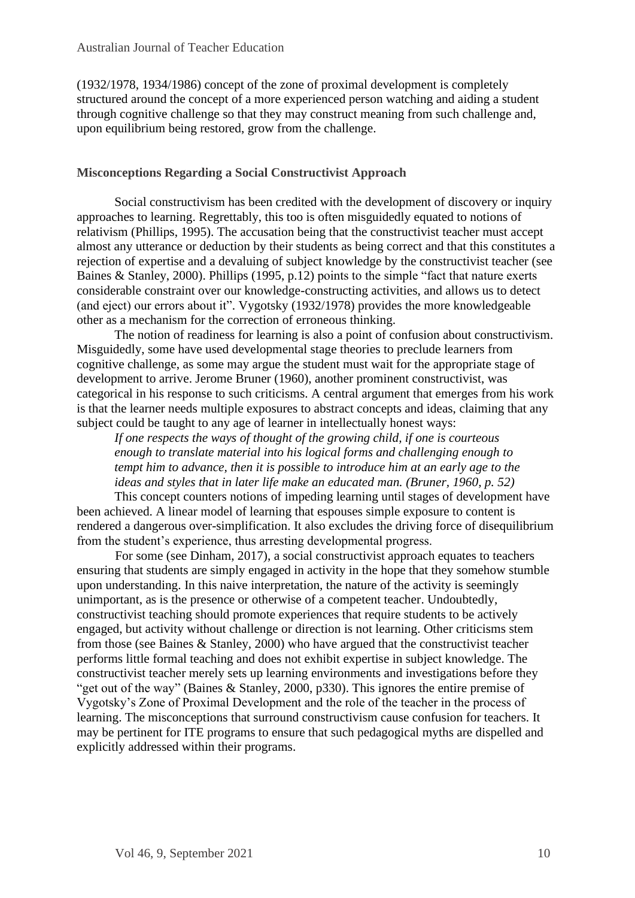(1932/1978, 1934/1986) concept of the zone of proximal development is completely structured around the concept of a more experienced person watching and aiding a student through cognitive challenge so that they may construct meaning from such challenge and, upon equilibrium being restored, grow from the challenge.

### Misconceptions Regarding a Social Constructivist Approach

Social constructivism has been credited with the development of discovery or inquiry approaches to learning. Regrettably, this too is often misguidedly equated to notions of relativism (Phillips, 1995). The accusation being that the constructivist teacher must accept almost any utterance or deduction by their students as being correct and that this constitutes a rejection of expertise and a devaluing of subject knowledge by the constructivist teacher (see Baines & Stanley, 2000). Phillips (1995, p.12) points to the simple "fact that nature exerts considerable constraint over our knowledge-constructing activities, and allows us to detect (and eject) our errors about it". Vygotsky (1932/1978) provides the more knowledgeable other as a mechanism for the correction of erroneous thinking.

The notion of readiness for learning is also a point of confusion about constructivism. Misguidedly, some have used developmental stage theories to preclude learners from cognitive challenge, as some may argue the student must wait for the appropriate stage of development to arrive. Jerome Bruner (1960), another prominent constructivist, was categorical in his response to such criticisms. A central argument that emerges from his work is that the learner needs multiple exposures to abstract concepts and ideas, claiming that any subject could be taught to any age of learner in intellectually honest ways:

> *If one respects the ways of thought of the growing child, if one is courteous enough to translate material into his logical forms and challenging enough to tempt him to advance, then it is possible to introduce him at an early age to the ideas and styles that in later life make an educated man. (Bruner, 1960, p. 52)*

This concept counters notions of impeding learning until stages of development have been achieved. A linear model of learning that espouses simple exposure to content is rendered a dangerous over-simplification. It also excludes the driving force of disequilibrium from the student's experience, thus arresting developmental progress.

For some (see Dinham, 2017), a social constructivist approach equates to teachers ensuring that students are simply engaged in activity in the hope that they somehow stumble upon understanding. In this naive interpretation, the nature of the activity is seemingly unimportant, as is the presence or otherwise of a competent teacher. Undoubtedly, constructivist teaching should promote experiences that require students to be actively engaged, but activity without challenge or direction is not learning. Other criticisms stem from those (see Baines & Stanley, 2000) who have argued that the constructivist teacher performs little formal teaching and does not exhibit expertise in subject knowledge. The constructivist teacher merely sets up learning environments and investigations before they "get out of the way" (Baines & Stanley, 2000, p330). This ignores the entire premise of Vygotsky's Zone of Proximal Development and the role of the teacher in the process of learning. The misconceptions that surround constructivism cause confusion for teachers. It may be pertinent for ITE programs to ensure that such pedagogical myths are dispelled and explicitly addressed within their programs.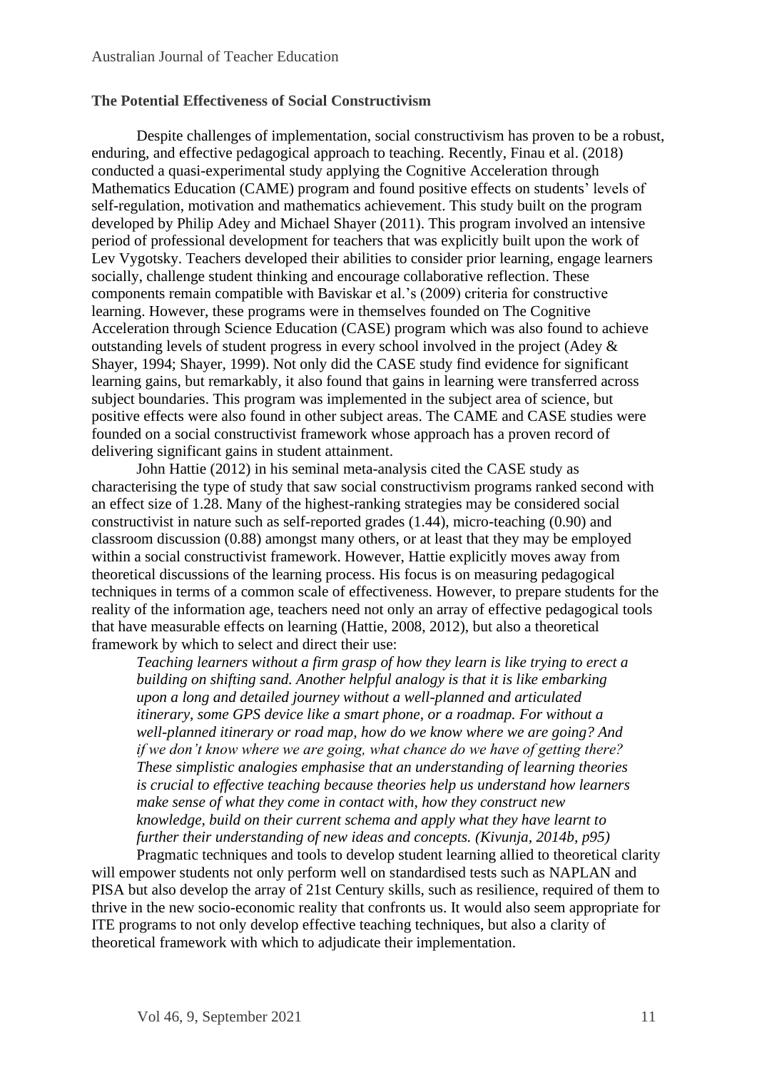**The Potential Effectiveness of Social Constructivism**

Despite challenges of implementation, social constructivism has proven to be a robust, enduring, and effective pedagogical approach to teaching. Recently, Finau et al. (2018) conducted a quasi-experimental study applying the Cognitive Acceleration through Mathematics Education (CAME) program and found positive effects on students' levels of self-regulation, motivation and mathematics achievement. This study built on the program developed by Philip Adey and Michael Shayer (2011). This program involved an intensive period of professional development for teachers that was explicitly built upon the work of Lev Vygotsky. Teachers developed their abilities to consider prior learning, engage learners socially, challenge student thinking and encourage collaborative reflection. These components remain compatible with Baviskar et al.'s (2009) criteria for constructive learning. However, these programs were in themselves founded on The Cognitive Acceleration through Science Education (CASE) program which was also found to achieve outstanding levels of student progress in every school involved in the project (Adey & Shayer, 1994; Shayer, 1999). Not only did the CASE study find evidence for significant learning gains, but remarkably, it also found that gains in learning were transferred across subject boundaries. This program was implemented in the subject area of science, but positive effects were also found in other subject areas. The CAME and CASE studies were founded on a social constructivist framework whose approach has a proven record of delivering significant gains in student attainment.

John Hattie (2012) in his seminal meta-analysis cited the CASE study as characterising the type of study that saw social constructivism programs ranked second with an effect size of 1.28. Many of the highest-ranking strategies may be considered social constructivist in nature such as self-reported grades (1.44), micro-teaching (0.90) and classroom discussion (0.88) amongst many others, or at least that they may be employed within a social constructivist framework. However, Hattie explicitly moves away from theoretical discussions of the learning process. His focus is on measuring pedagogical techniques in terms of a common scale of effectiveness. However, to prepare students for the reality of the information age, teachers need not only an array of effective pedagogical tools that have measurable effects on learning (Hattie, 2008, 2012), but also a theoretical framework by which to select and direct their use:

> *Teaching learners without a firm grasp of how they learn is like trying to erect a building on shifting sand. Another helpful analogy is that it is like embarking upon a long and detailed journey without a well-planned and articulated itinerary, some GPS device like a smart phone, or a roadmap. For without a well-planned itinerary or road map, how do we know where we are going? And if we don't know where we are going, what chance do we have of getting there? These simplistic analogies emphasise that an understanding of learning theories is crucial to effective teaching because theories help us understand how learners make sense of what they come in contact with, how they construct new knowledge, build on their current schema and apply what they have learnt to further their understanding of new ideas and concepts. (Kivunja, 2014b, p95)*

Pragmatic techniques and tools to develop student learning allied to theoretical clarity will empower students not only perform well on standardised tests such as NAPLAN and PISA but also develop the array of 21st Century skills, such as resilience, required of them to thrive in the new socio-economic reality that confronts us. It would also seem appropriate for ITE programs to not only develop effective teaching techniques, but also a clarity of theoretical framework with which to adjudicate their implementation.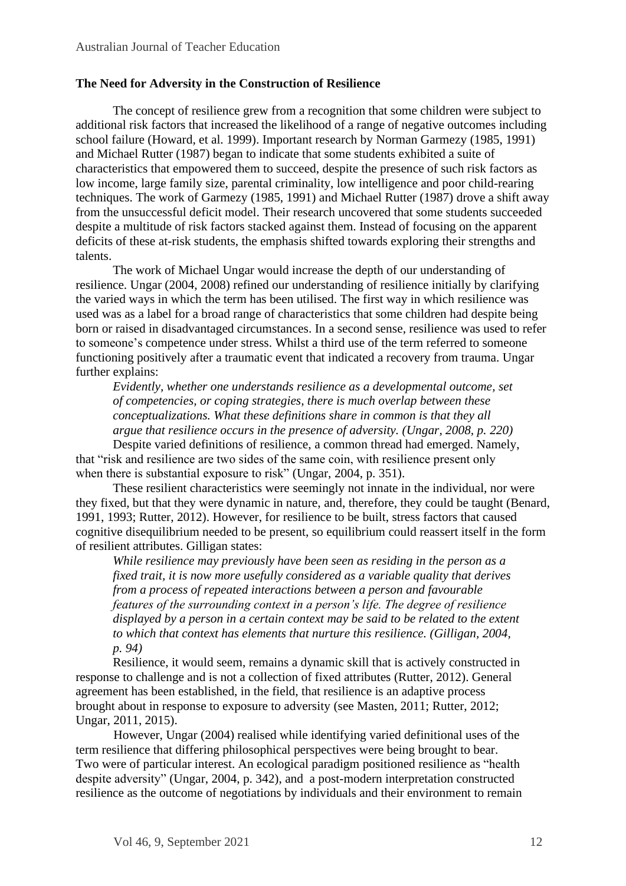**The Need for Adversity in the Construction of Resilience**

The concept of resilience grew from a recognition that some children were subject to additional risk factors that increased the likelihood of a range of negative outcomes including school failure (Howard, et al. 1999). Important research by Norman Garmezy (1985, 1991) and Michael Rutter (1987) began to indicate that some students exhibited a suite of characteristics that empowered them to succeed, despite the presence of such risk factors as low income, large family size, parental criminality, low intelligence and poor child-rearing techniques. The work of Garmezy (1985, 1991) and Michael Rutter (1987) drove a shift away from the unsuccessful deficit model. Their research uncovered that some students succeeded despite a multitude of risk factors stacked against them. Instead of focusing on the apparent deficits of these at-risk students, the emphasis shifted towards exploring their strengths and talents.

The work of Michael Ungar would increase the depth of our understanding of resilience. Ungar (2004, 2008) refined our understanding of resilience initially by clarifying the varied ways in which the term has been utilised. The first way in which resilience was used was as a label for a broad range of characteristics that some children had despite being born or raised in disadvantaged circumstances. In a second sense, resilience was used to refer to someone's competence under stress. Whilst a third use of the term referred to someone functioning positively after a traumatic event that indicated a recovery from trauma. Ungar further explains:

> *Evidently, whether one understands resilience as a developmental outcome, set of competencies, or coping strategies, there is much overlap between these conceptualizations. What these definitions share in common is that they all argue that resilience occurs in the presence of adversity. (Ungar, 2008, p. 220)*

Despite varied definitions of resilience, a common thread had emerged. Namely, that "risk and resilience are two sides of the same coin, with resilience present only when there is substantial exposure to risk" (Ungar, 2004, p. 351).

These resilient characteristics were seemingly not innate in the individual, nor were they fixed, but that they were dynamic in nature, and, therefore, they could be taught (Benard, 1991, 1993; Rutter, 2012). However, for resilience to be built, stress factors that caused cognitive disequilibrium needed to be present, so equilibrium could reassert itself in the form of resilient attributes. Gilligan states:

> *While resilience may previously have been seen as residing in the person as a fixed trait, it is now more usefully considered as a variable quality that derives from a process of repeated interactions between a person and favourable features of the surrounding context in a person's life. The degree of resilience displayed by a person in a certain context may be said to be related to the extent to which that context has elements that nurture this resilience. (Gilligan, 2004, p. 94)*

Resilience, it would seem, remains a dynamic skill that is actively constructed in response to challenge and is not a collection of fixed attributes (Rutter, 2012). General agreement has been established, in the field, that resilience is an adaptive process brought about in response to exposure to adversity (see Masten, 2011; Rutter, 2012; Ungar, 2011, 2015).

However, Ungar (2004) realised while identifying varied definitional uses of the term resilience that differing philosophical perspectives were being brought to bear. Two were of particular interest. An ecological paradigm positioned resilience as "health despite adversity" (Ungar, 2004, p. 342), and a post-modern interpretation constructed resilience as the outcome of negotiations by individuals and their environment to remain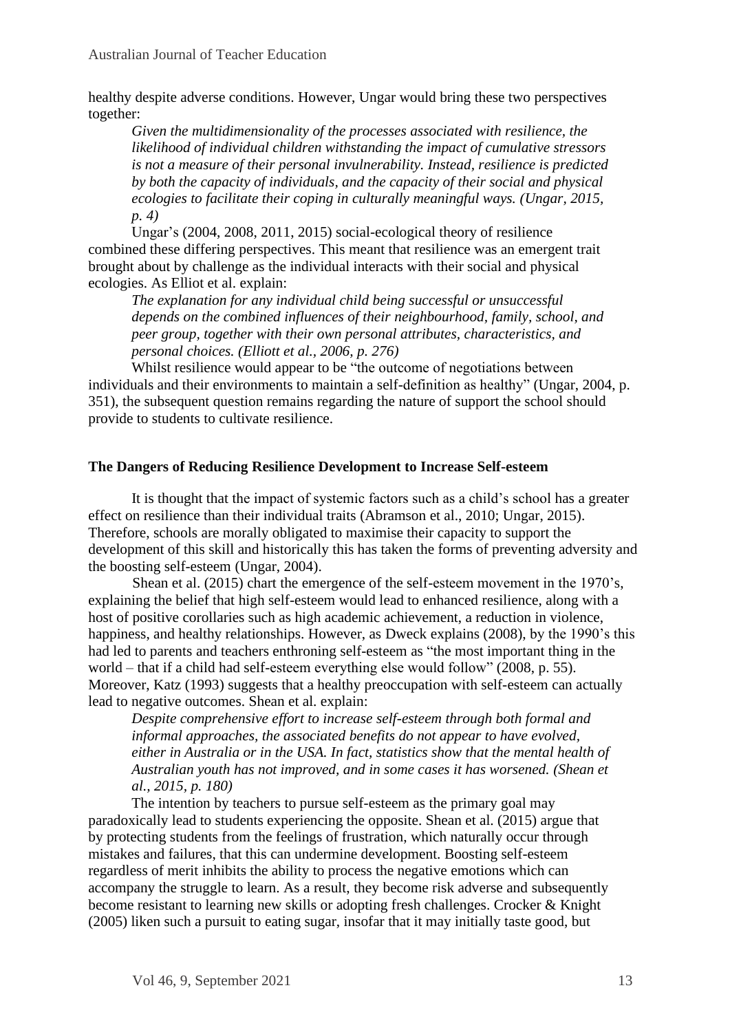healthy despite adverse conditions. However, Ungar would bring these two perspectives together:

> *Given the multidimensionality of the processes associated with resilience, the likelihood of individual children withstanding the impact of cumulative stressors is not a measure of their personal invulnerability. Instead, resilience is predicted by both the capacity of individuals, and the capacity of their social and physical ecologies to facilitate their coping in culturally meaningful ways. (Ungar, 2015, p. 4)*

Ungar's (2004, 2008, 2011, 2015) social-ecological theory of resilience combined these differing perspectives. This meant that resilience was an emergent trait brought about by challenge as the individual interacts with their social and physical ecologies. As Elliot et al. explain:

> *The explanation for any individual child being successful or unsuccessful depends on the combined influences of their neighbourhood, family, school, and peer group, together with their own personal attributes, characteristics, and personal choices. (Elliott et al., 2006, p. 276)*

Whilst resilience would appear to be "the outcome of negotiations between individuals and their environments to maintain a self-definition as healthy" (Ungar, 2004, p. 351), the subsequent question remains regarding the nature of support the school should provide to students to cultivate resilience.

## The Dangers of Reducing Resilience Development to Increase Self-esteem

It is thought that the impact of systemic factors such as a child's school has a greater effect on resilience than their individual traits (Abramson et al., 2010; Ungar, 2015). Therefore, schools are morally obligated to maximise their capacity to support the development of this skill and historically this has taken the forms of preventing adversity and the boosting self-esteem (Ungar, 2004).

Shean et al. (2015) chart the emergence of the self-esteem movement in the 1970's, explaining the belief that high self-esteem would lead to enhanced resilience, along with a host of positive corollaries such as high academic achievement, a reduction in violence, happiness, and healthy relationships. However, as Dweck explains (2008), by the 1990's this had led to parents and teachers enthroning self-esteem as "the most important thing in the world – that if a child had self-esteem everything else would follow" (2008, p. 55). Moreover, Katz (1993) suggests that a healthy preoccupation with self-esteem can actually lead to negative outcomes. Shean et al. explain:

> *Despite comprehensive effort to increase self-esteem through both formal and informal approaches, the associated benefits do not appear to have evolved, either in Australia or in the USA. In fact, statistics show that the mental health of Australian youth has not improved, and in some cases it has worsened. (Shean et al., 2015, p. 180)*

The intention by teachers to pursue self-esteem as the primary goal may paradoxically lead to students experiencing the opposite. Shean et al. (2015) argue that by protecting students from the feelings of frustration, which naturally occur through mistakes and failures, that this can undermine development. Boosting self-esteem regardless of merit inhibits the ability to process the negative emotions which can accompany the struggle to learn. As a result, they become risk adverse and subsequently become resistant to learning new skills or adopting fresh challenges. Crocker & Knight (2005) liken such a pursuit to eating sugar, insofar that it may initially taste good, but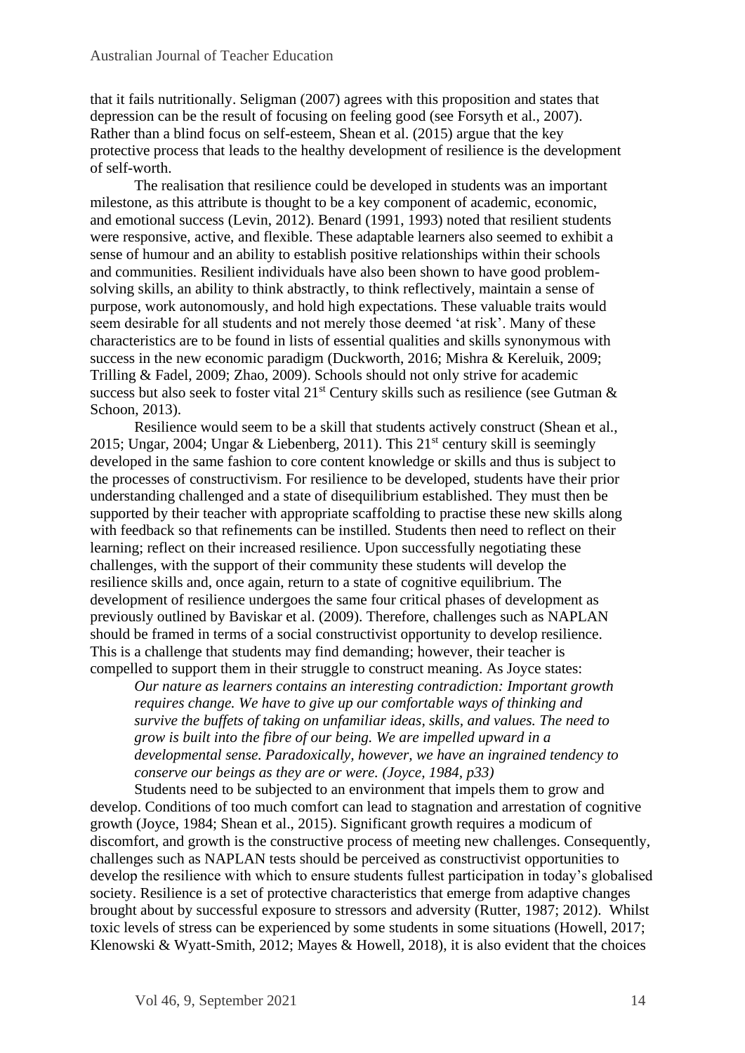that it fails nutritionally. Seligman (2007) agrees with this proposition and states that depression can be the result of focusing on feeling good (see Forsyth et al., 2007). Rather than a blind focus on self-esteem, Shean et al. (2015) argue that the key protective process that leads to the healthy development of resilience is the development of self-worth.

The realisation that resilience could be developed in students was an important milestone, as this attribute is thought to be a key component of academic, economic, and emotional success (Levin, 2012). Benard (1991, 1993) noted that resilient students were responsive, active, and flexible. These adaptable learners also seemed to exhibit a sense of humour and an ability to establish positive relationships within their schools and communities. Resilient individuals have also been shown to have good problem-solving skills, an ability to think abstractly, to think reflectively, maintain a sense of purpose, work autonomously, and hold high expectations. These valuable traits would seem desirable for all students and not merely those deemed 'at risk'. Many of these characteristics are to be found in lists of essential qualities and skills synonymous with success in the new economic paradigm (Duckworth, 2016; Mishra & Kereluik, 2009; Trilling & Fadel, 2009; Zhao, 2009). Schools should not only strive for academic success but also seek to foster vital 21st Century skills such as resilience (see Gutman & Schoon, 2013).

Resilience would seem to be a skill that students actively construct (Shean et al., 2015; Ungar, 2004; Ungar & Liebenberg, 2011). This 21st century skill is seemingly developed in the same fashion to core content knowledge or skills and thus is subject to the processes of constructivism. For resilience to be developed, students have their prior understanding challenged and a state of disequilibrium established. They must then be supported by their teacher with appropriate scaffolding to practise these new skills along with feedback so that refinements can be instilled. Students then need to reflect on their learning; reflect on their increased resilience. Upon successfully negotiating these challenges, with the support of their community these students will develop the resilience skills and, once again, return to a state of cognitive equilibrium. The development of resilience undergoes the same four critical phases of development as previously outlined by Baviskar et al. (2009). Therefore, challenges such as NAPLAN should be framed in terms of a social constructivist opportunity to develop resilience. This is a challenge that students may find demanding; however, their teacher is compelled to support them in their struggle to construct meaning. As Joyce states:

> *Our nature as learners contains an interesting contradiction: Important growth requires change. We have to give up our comfortable ways of thinking and survive the buffets of taking on unfamiliar ideas, skills, and values. The need to grow is built into the fibre of our being. We are impelled upward in a developmental sense. Paradoxically, however, we have an ingrained tendency to conserve our beings as they are or were. (Joyce, 1984, p33)*

Students need to be subjected to an environment that impels them to grow and develop. Conditions of too much comfort can lead to stagnation and arrestation of cognitive growth (Joyce, 1984; Shean et al., 2015). Significant growth requires a modicum of discomfort, and growth is the constructive process of meeting new challenges. Consequently, challenges such as NAPLAN tests should be perceived as constructivist opportunities to develop the resilience with which to ensure students fullest participation in today's globalised society. Resilience is a set of protective characteristics that emerge from adaptive changes brought about by successful exposure to stressors and adversity (Rutter, 1987; 2012). Whilst toxic levels of stress can be experienced by some students in some situations (Howell, 2017; Klenowski & Wyatt-Smith, 2012; Mayes & Howell, 2018), it is also evident that the choices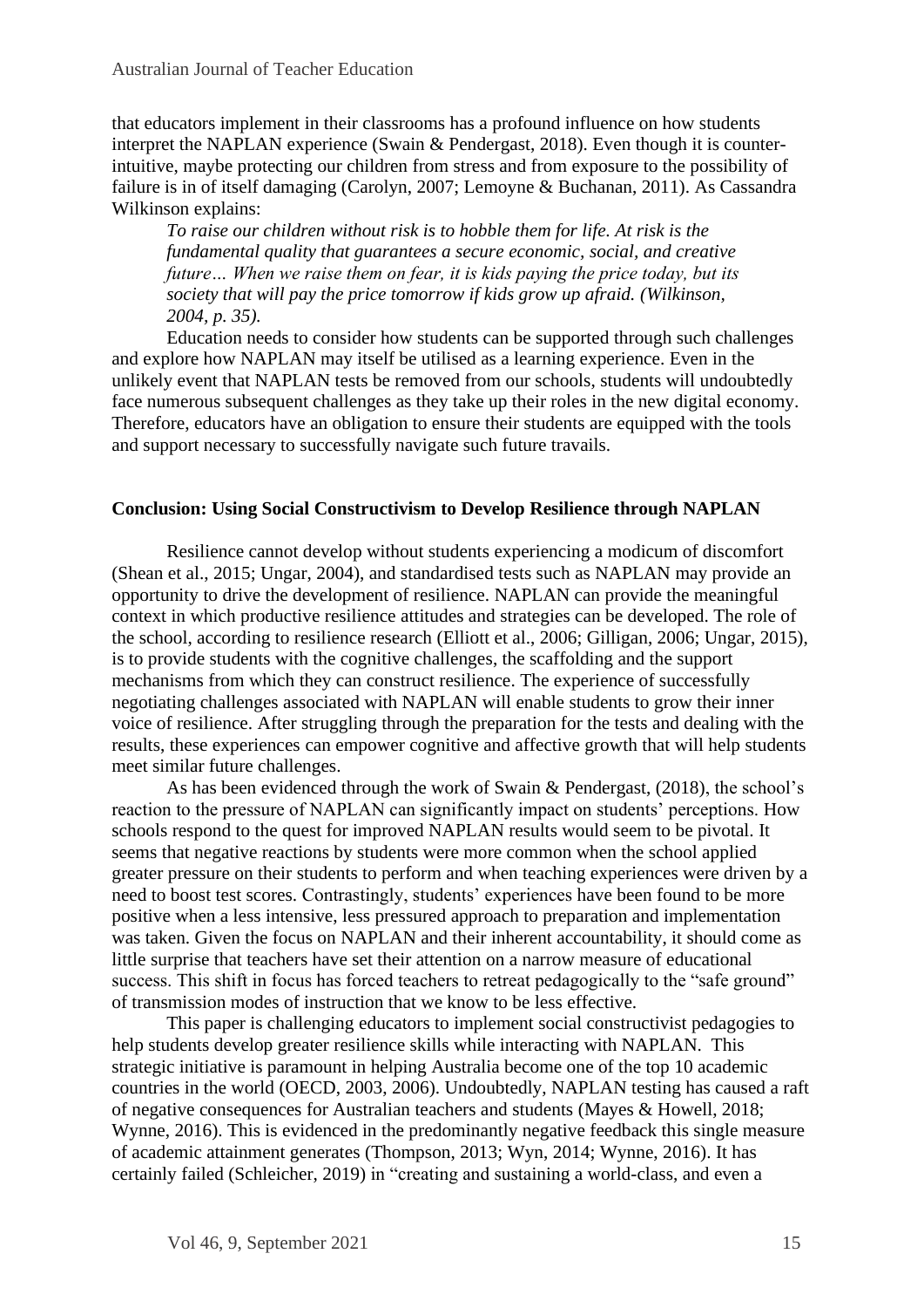that educators implement in their classrooms has a profound influence on how students interpret the NAPLAN experience (Swain & Pendergast, 2018). Even though it is counter-intuitive, maybe protecting our children from stress and from exposure to the possibility of failure is in of itself damaging (Carolyn, 2007; Lemoyne & Buchanan, 2011). As Cassandra Wilkinson explains:

> *To raise our children without risk is to hobble them for life. At risk is the fundamental quality that guarantees a secure economic, social, and creative future… When we raise them on fear, it is kids paying the price today, but its society that will pay the price tomorrow if kids grow up afraid. (Wilkinson, 2004, p. 35).*

Education needs to consider how students can be supported through such challenges and explore how NAPLAN may itself be utilised as a learning experience. Even in the unlikely event that NAPLAN tests be removed from our schools, students will undoubtedly face numerous subsequent challenges as they take up their roles in the new digital economy. Therefore, educators have an obligation to ensure their students are equipped with the tools and support necessary to successfully navigate such future travails.

## Conclusion: Using Social Constructivism to Develop Resilience through NAPLAN

Resilience cannot develop without students experiencing a modicum of discomfort (Shean et al., 2015; Ungar, 2004), and standardised tests such as NAPLAN may provide an opportunity to drive the development of resilience. NAPLAN can provide the meaningful context in which productive resilience attitudes and strategies can be developed. The role of the school, according to resilience research (Elliott et al., 2006; Gilligan, 2006; Ungar, 2015), is to provide students with the cognitive challenges, the scaffolding and the support mechanisms from which they can construct resilience. The experience of successfully negotiating challenges associated with NAPLAN will enable students to grow their inner voice of resilience. After struggling through the preparation for the tests and dealing with the results, these experiences can empower cognitive and affective growth that will help students meet similar future challenges.

As has been evidenced through the work of Swain & Pendergast, (2018), the school's reaction to the pressure of NAPLAN can significantly impact on students' perceptions. How schools respond to the quest for improved NAPLAN results would seem to be pivotal. It seems that negative reactions by students were more common when the school applied greater pressure on their students to perform and when teaching experiences were driven by a need to boost test scores. Contrastingly, students' experiences have been found to be more positive when a less intensive, less pressured approach to preparation and implementation was taken. Given the focus on NAPLAN and their inherent accountability, it should come as little surprise that teachers have set their attention on a narrow measure of educational success. This shift in focus has forced teachers to retreat pedagogically to the "safe ground" of transmission modes of instruction that we know to be less effective.

This paper is challenging educators to implement social constructivist pedagogies to help students develop greater resilience skills while interacting with NAPLAN. This strategic initiative is paramount in helping Australia become one of the top 10 academic countries in the world (OECD, 2003, 2006). Undoubtedly, NAPLAN testing has caused a raft of negative consequences for Australian teachers and students (Mayes & Howell, 2018; Wynne, 2016). This is evidenced in the predominantly negative feedback this single measure of academic attainment generates (Thompson, 2013; Wyn, 2014; Wynne, 2016). It has certainly failed (Schleicher, 2019) in "creating and sustaining a world-class, and even a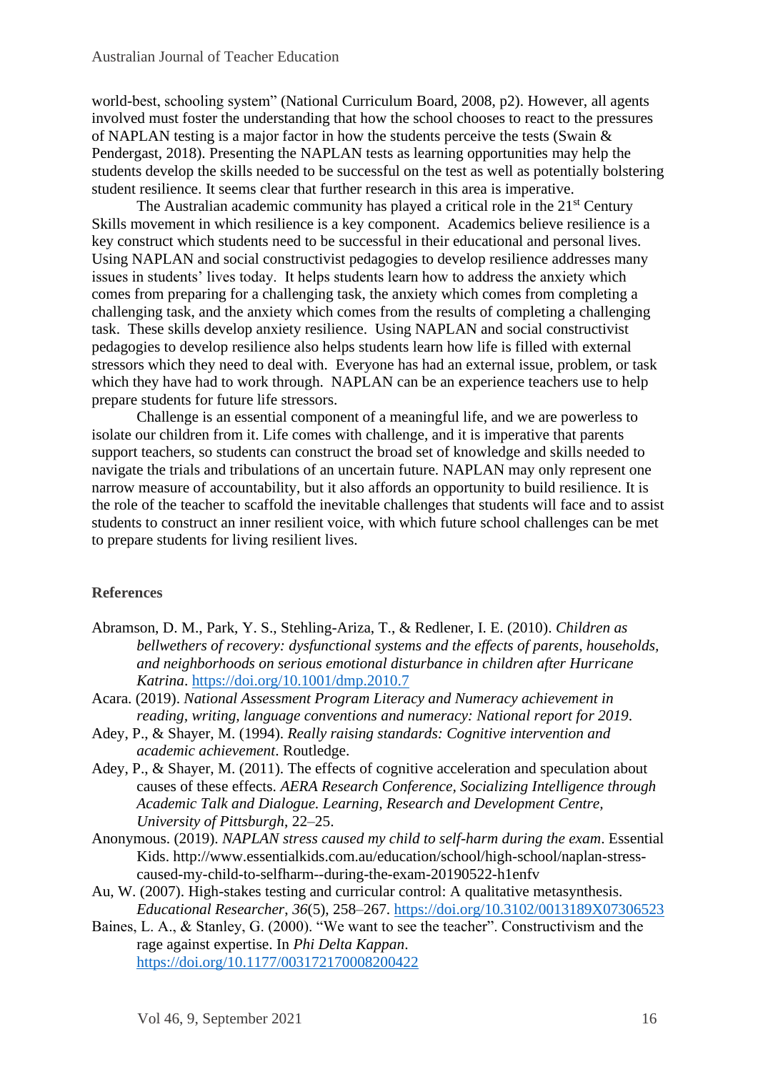world-best, schooling system" (National Curriculum Board, 2008, p2). However, all agents involved must foster the understanding that how the school chooses to react to the pressures of NAPLAN testing is a major factor in how the students perceive the tests (Swain & Pendergast, 2018). Presenting the NAPLAN tests as learning opportunities may help the students develop the skills needed to be successful on the test as well as potentially bolstering student resilience. It seems clear that further research in this area is imperative.

The Australian academic community has played a critical role in the 21st Century Skills movement in which resilience is a key component. Academics believe resilience is a key construct which students need to be successful in their educational and personal lives. Using NAPLAN and social constructivist pedagogies to develop resilience addresses many issues in students' lives today. It helps students learn how to address the anxiety which comes from preparing for a challenging task, the anxiety which comes from completing a challenging task, and the anxiety which comes from the results of completing a challenging task. These skills develop anxiety resilience. Using NAPLAN and social constructivist pedagogies to develop resilience also helps students learn how life is filled with external stressors which they need to deal with. Everyone has had an external issue, problem, or task which they have had to work through. NAPLAN can be an experience teachers use to help prepare students for future life stressors.

Challenge is an essential component of a meaningful life, and we are powerless to isolate our children from it. Life comes with challenge, and it is imperative that parents support teachers, so students can construct the broad set of knowledge and skills needed to navigate the trials and tribulations of an uncertain future. NAPLAN may only represent one narrow measure of accountability, but it also affords an opportunity to build resilience. It is the role of the teacher to scaffold the inevitable challenges that students will face and to assist students to construct an inner resilient voice, with which future school challenges can be met to prepare students for living resilient lives.

## References

Abramson, D. M., Park, Y. S., Stehling-Ariza, T., & Redlener, I. E. (2010). *Children as bellwethers of recovery: dysfunctional systems and the effects of parents, households, and neighborhoods on serious emotional disturbance in children after Hurricane Katrina*. https://doi.org/10.1001/dmp.2010.7

Acara. (2019). *National Assessment Program Literacy and Numeracy achievement in reading, writing, language conventions and numeracy: National report for 2019*.

Adey, P., & Shayer, M. (1994). *Really raising standards: Cognitive intervention and academic achievement*. Routledge.

Adey, P., & Shayer, M. (2011). The effects of cognitive acceleration and speculation about causes of these effects. *AERA Research Conference, Socializing Intelligence through Academic Talk and Dialogue. Learning, Research and Development Centre, University of Pittsburgh*, 22–25.

Anonymous. (2019). *NAPLAN stress caused my child to self-harm during the exam*. Essential Kids. http://www.essentialkids.com.au/education/school/high-school/naplan-stress-caused-my-child-to-selfharm--during-the-exam-20190522-h1enfv

Au, W. (2007). High-stakes testing and curricular control: A qualitative metasynthesis. *Educational Researcher*, *36*(5), 258–267. https://doi.org/10.3102/0013189X07306523

Baines, L. A., & Stanley, G. (2000). "We want to see the teacher". Constructivism and the rage against expertise. In *Phi Delta Kappan*. https://doi.org/10.1177/003172170008200422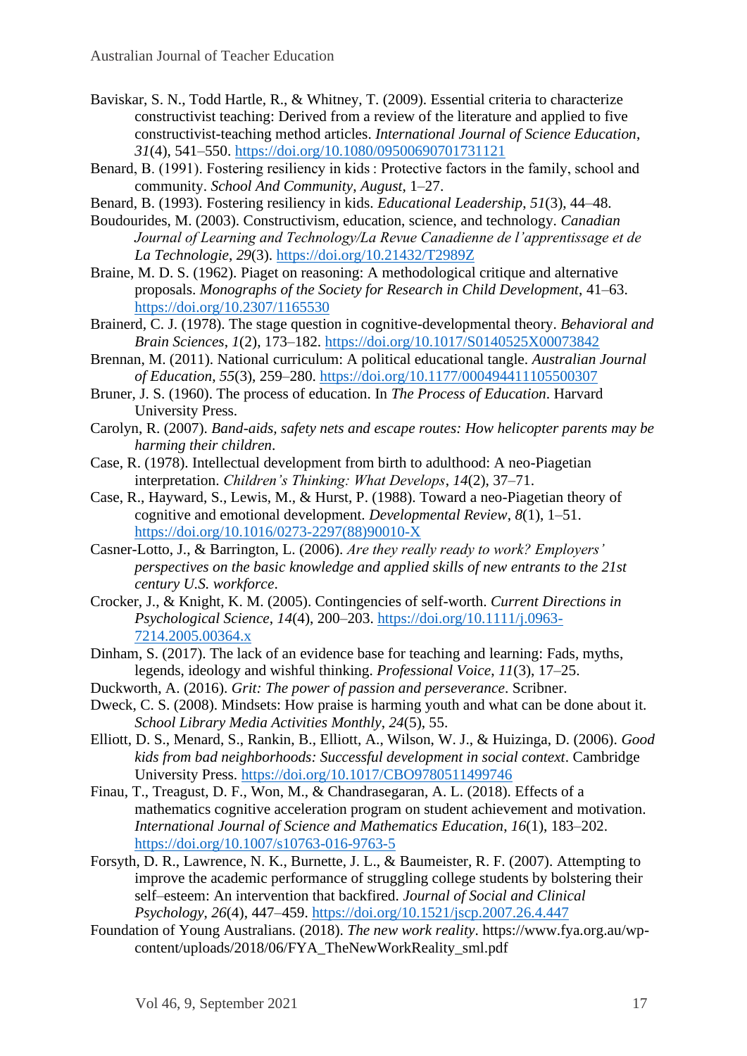Baviskar, S. N., Todd Hartle, R., & Whitney, T. (2009). Essential criteria to characterize constructivist teaching: Derived from a review of the literature and applied to five constructivist-teaching method articles. *International Journal of Science Education*, *31*(4), 541–550. https://doi.org/10.1080/09500690701731121

Benard, B. (1991). Fostering resiliency in kids : Protective factors in the family, school and community. *School And Community*, *August*, 1–27.

Benard, B. (1993). Fostering resiliency in kids. *Educational Leadership*, *51*(3), 44–48.

Boudourides, M. (2003). Constructivism, education, science, and technology. *Canadian Journal of Learning and Technology/La Revue Canadienne de l'apprentissage et de La Technologie*, *29*(3). https://doi.org/10.21432/T2989Z

Braine, M. D. S. (1962). Piaget on reasoning: A methodological critique and alternative proposals. *Monographs of the Society for Research in Child Development*, 41–63. https://doi.org/10.2307/1165530

Brainerd, C. J. (1978). The stage question in cognitive-developmental theory. *Behavioral and Brain Sciences*, *1*(2), 173–182. https://doi.org/10.1017/S0140525X00073842

Brennan, M. (2011). National curriculum: A political educational tangle. *Australian Journal of Education*, *55*(3), 259–280. https://doi.org/10.1177/000494411105500307

Bruner, J. S. (1960). The process of education. In *The Process of Education*. Harvard University Press.

Carolyn, R. (2007). *Band-aids, safety nets and escape routes: How helicopter parents may be harming their children*.

Case, R. (1978). Intellectual development from birth to adulthood: A neo-Piagetian interpretation. *Children's Thinking: What Develops*, *14*(2), 37–71.

Case, R., Hayward, S., Lewis, M., & Hurst, P. (1988). Toward a neo-Piagetian theory of cognitive and emotional development. *Developmental Review*, *8*(1), 1–51. https://doi.org/10.1016/0273-2297(88)90010-X

Casner-Lotto, J., & Barrington, L. (2006). *Are they really ready to work? Employers' perspectives on the basic knowledge and applied skills of new entrants to the 21st century U.S. workforce*.

Crocker, J., & Knight, K. M. (2005). Contingencies of self-worth. *Current Directions in Psychological Science*, *14*(4), 200–203. https://doi.org/10.1111/j.0963-7214.2005.00364.x

Dinham, S. (2017). The lack of an evidence base for teaching and learning: Fads, myths, legends, ideology and wishful thinking. *Professional Voice*, *11*(3), 17–25.

Duckworth, A. (2016). *Grit: The power of passion and perseverance*. Scribner.

Dweck, C. S. (2008). Mindsets: How praise is harming youth and what can be done about it. *School Library Media Activities Monthly*, *24*(5), 55.

Elliott, D. S., Menard, S., Rankin, B., Elliott, A., Wilson, W. J., & Huizinga, D. (2006). *Good kids from bad neighborhoods: Successful development in social context*. Cambridge University Press. https://doi.org/10.1017/CBO9780511499746

Finau, T., Treagust, D. F., Won, M., & Chandrasegaran, A. L. (2018). Effects of a mathematics cognitive acceleration program on student achievement and motivation. *International Journal of Science and Mathematics Education*, *16*(1), 183–202. https://doi.org/10.1007/s10763-016-9763-5

Forsyth, D. R., Lawrence, N. K., Burnette, J. L., & Baumeister, R. F. (2007). Attempting to improve the academic performance of struggling college students by bolstering their self–esteem: An intervention that backfired. *Journal of Social and Clinical Psychology*, *26*(4), 447–459. https://doi.org/10.1521/jscp.2007.26.4.447

Foundation of Young Australians. (2018). *The new work reality*. https://www.fya.org.au/wp-content/uploads/2018/06/FYA_TheNewWorkReality_sml.pdf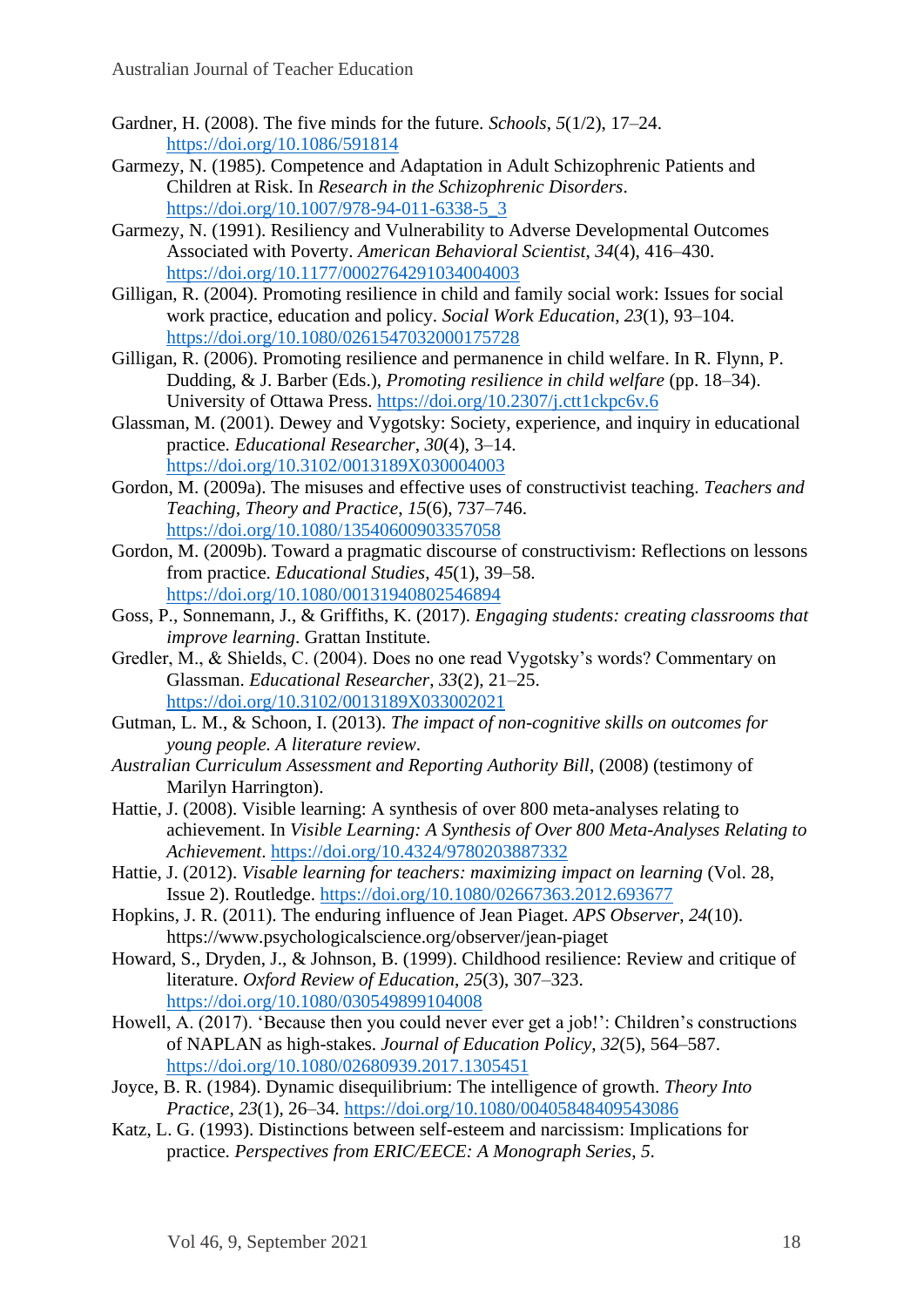Gardner, H. (2008). The five minds for the future. *Schools*, *5*(1/2), 17–24. https://doi.org/10.1086/591814

Garmezy, N. (1985). Competence and Adaptation in Adult Schizophrenic Patients and Children at Risk. In *Research in the Schizophrenic Disorders*. https://doi.org/10.1007/978-94-011-6338-5_3

Garmezy, N. (1991). Resiliency and Vulnerability to Adverse Developmental Outcomes Associated with Poverty. *American Behavioral Scientist*, *34*(4), 416–430. https://doi.org/10.1177/0002764291034004003

Gilligan, R. (2004). Promoting resilience in child and family social work: Issues for social work practice, education and policy. *Social Work Education*, *23*(1), 93–104. https://doi.org/10.1080/0261547032000175728

Gilligan, R. (2006). Promoting resilience and permanence in child welfare. In R. Flynn, P. Dudding, & J. Barber (Eds.), *Promoting resilience in child welfare* (pp. 18–34). University of Ottawa Press. https://doi.org/10.2307/j.ctt1ckpc6v.6

Glassman, M. (2001). Dewey and Vygotsky: Society, experience, and inquiry in educational practice. *Educational Researcher*, *30*(4), 3–14. https://doi.org/10.3102/0013189X030004003

Gordon, M. (2009a). The misuses and effective uses of constructivist teaching. *Teachers and Teaching, Theory and Practice*, *15*(6), 737–746. https://doi.org/10.1080/13540600903357058

Gordon, M. (2009b). Toward a pragmatic discourse of constructivism: Reflections on lessons from practice. *Educational Studies*, *45*(1), 39–58. https://doi.org/10.1080/00131940802546894

Goss, P., Sonnemann, J., & Griffiths, K. (2017). *Engaging students: creating classrooms that improve learning*. Grattan Institute.

Gredler, M., & Shields, C. (2004). Does no one read Vygotsky's words? Commentary on Glassman. *Educational Researcher*, *33*(2), 21–25. https://doi.org/10.3102/0013189X033002021

Gutman, L. M., & Schoon, I. (2013). *The impact of non-cognitive skills on outcomes for young people. A literature review*.

*Australian Curriculum Assessment and Reporting Authority Bill*, (2008) (testimony of Marilyn Harrington).

Hattie, J. (2008). Visible learning: A synthesis of over 800 meta-analyses relating to achievement. In *Visible Learning: A Synthesis of Over 800 Meta-Analyses Relating to Achievement*. https://doi.org/10.4324/9780203887332

Hattie, J. (2012). *Visable learning for teachers: maximizing impact on learning* (Vol. 28, Issue 2). Routledge. https://doi.org/10.1080/02667363.2012.693677

Hopkins, J. R. (2011). The enduring influence of Jean Piaget. *APS Observer*, *24*(10). https://www.psychologicalscience.org/observer/jean-piaget

Howard, S., Dryden, J., & Johnson, B. (1999). Childhood resilience: Review and critique of literature. *Oxford Review of Education*, *25*(3), 307–323. https://doi.org/10.1080/030549899104008

Howell, A. (2017). 'Because then you could never ever get a job!': Children's constructions of NAPLAN as high-stakes. *Journal of Education Policy*, *32*(5), 564–587. https://doi.org/10.1080/02680939.2017.1305451

Joyce, B. R. (1984). Dynamic disequilibrium: The intelligence of growth. *Theory Into Practice*, *23*(1), 26–34. https://doi.org/10.1080/00405848409543086

Katz, L. G. (1993). Distinctions between self-esteem and narcissism: Implications for practice. *Perspectives from ERIC/EECE: A Monograph Series*, *5*.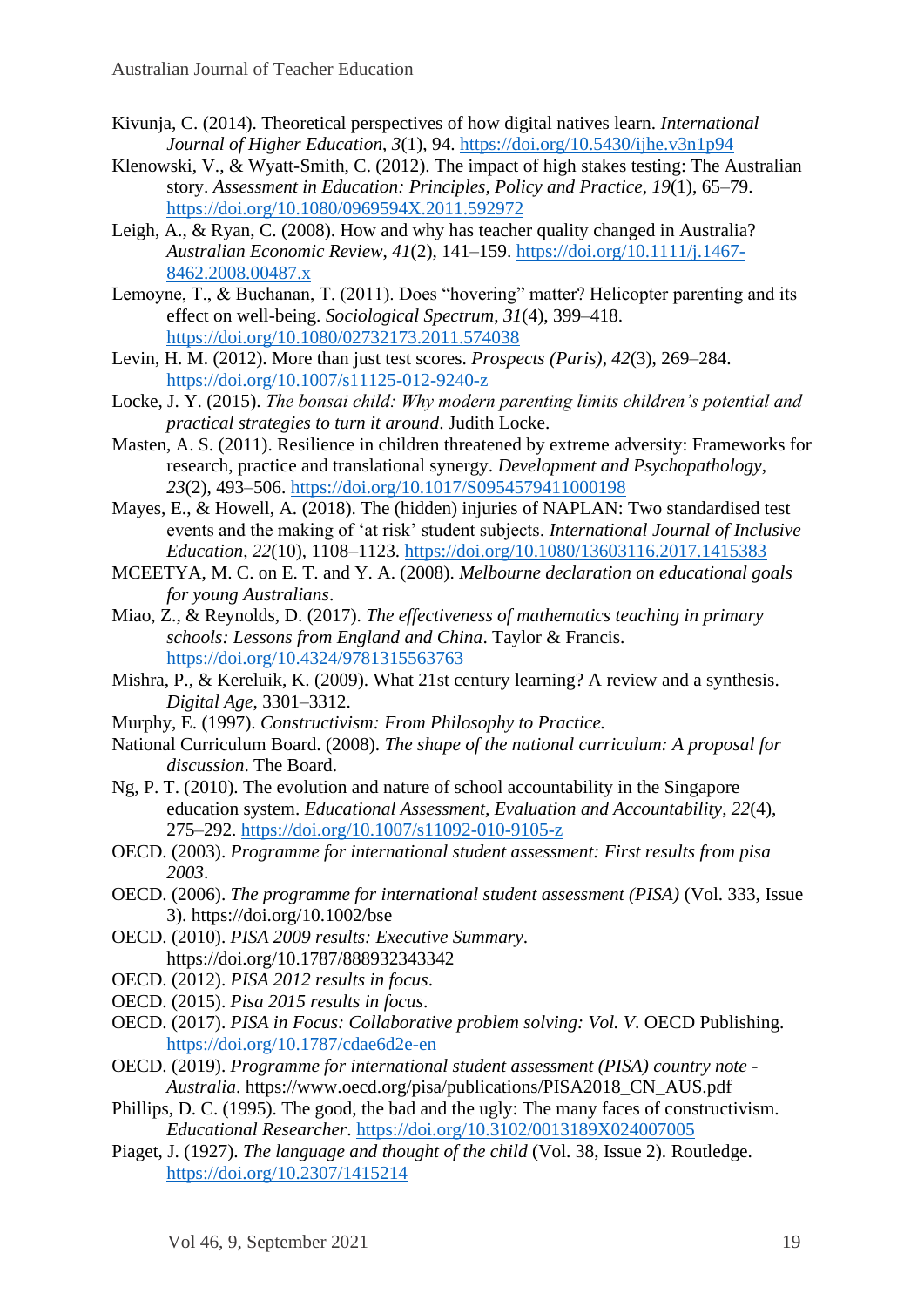Kivunja, C. (2014). Theoretical perspectives of how digital natives learn. *International Journal of Higher Education*, *3*(1), 94. https://doi.org/10.5430/ijhe.v3n1p94

Klenowski, V., & Wyatt-Smith, C. (2012). The impact of high stakes testing: The Australian story. *Assessment in Education: Principles, Policy and Practice*, *19*(1), 65–79. https://doi.org/10.1080/0969594X.2011.592972

Leigh, A., & Ryan, C. (2008). How and why has teacher quality changed in Australia? *Australian Economic Review*, *41*(2), 141–159. https://doi.org/10.1111/j.1467-8462.2008.00487.x

Lemoyne, T., & Buchanan, T. (2011). Does "hovering" matter? Helicopter parenting and its effect on well-being. *Sociological Spectrum*, *31*(4), 399–418. https://doi.org/10.1080/02732173.2011.574038

Levin, H. M. (2012). More than just test scores. *Prospects (Paris)*, *42*(3), 269–284. https://doi.org/10.1007/s11125-012-9240-z

Locke, J. Y. (2015). *The bonsai child: Why modern parenting limits children's potential and practical strategies to turn it around*. Judith Locke.

Masten, A. S. (2011). Resilience in children threatened by extreme adversity: Frameworks for research, practice and translational synergy. *Development and Psychopathology*, *23*(2), 493–506. https://doi.org/10.1017/S0954579411000198

Mayes, E., & Howell, A. (2018). The (hidden) injuries of NAPLAN: Two standardised test events and the making of 'at risk' student subjects. *International Journal of Inclusive Education*, *22*(10), 1108–1123. https://doi.org/10.1080/13603116.2017.1415383

MCEETYA, M. C. on E. T. and Y. A. (2008). *Melbourne declaration on educational goals for young Australians*.

Miao, Z., & Reynolds, D. (2017). *The effectiveness of mathematics teaching in primary schools: Lessons from England and China*. Taylor & Francis. https://doi.org/10.4324/9781315563763

Mishra, P., & Kereluik, K. (2009). What 21st century learning? A review and a synthesis. *Digital Age*, 3301–3312.

Murphy, E. (1997). *Constructivism: From Philosophy to Practice.*

National Curriculum Board. (2008). *The shape of the national curriculum: A proposal for discussion*. The Board.

Ng, P. T. (2010). The evolution and nature of school accountability in the Singapore education system. *Educational Assessment, Evaluation and Accountability*, *22*(4), 275–292. https://doi.org/10.1007/s11092-010-9105-z

OECD. (2003). *Programme for international student assessment: First results from pisa 2003*.

OECD. (2006). *The programme for international student assessment (PISA)* (Vol. 333, Issue 3). https://doi.org/10.1002/bse

OECD. (2010). *PISA 2009 results: Executive Summary*. https://doi.org/10.1787/888932343342

OECD. (2012). *PISA 2012 results in focus*.

OECD. (2015). *Pisa 2015 results in focus*.

OECD. (2017). *PISA in Focus: Collaborative problem solving: Vol. V*. OECD Publishing. https://doi.org/10.1787/cdae6d2e-en

OECD. (2019). *Programme for international student assessment (PISA) country note - Australia*. https://www.oecd.org/pisa/publications/PISA2018_CN_AUS.pdf

Phillips, D. C. (1995). The good, the bad and the ugly: The many faces of constructivism. *Educational Researcher*. https://doi.org/10.3102/0013189X024007005

Piaget, J. (1927). *The language and thought of the child* (Vol. 38, Issue 2). Routledge. https://doi.org/10.2307/1415214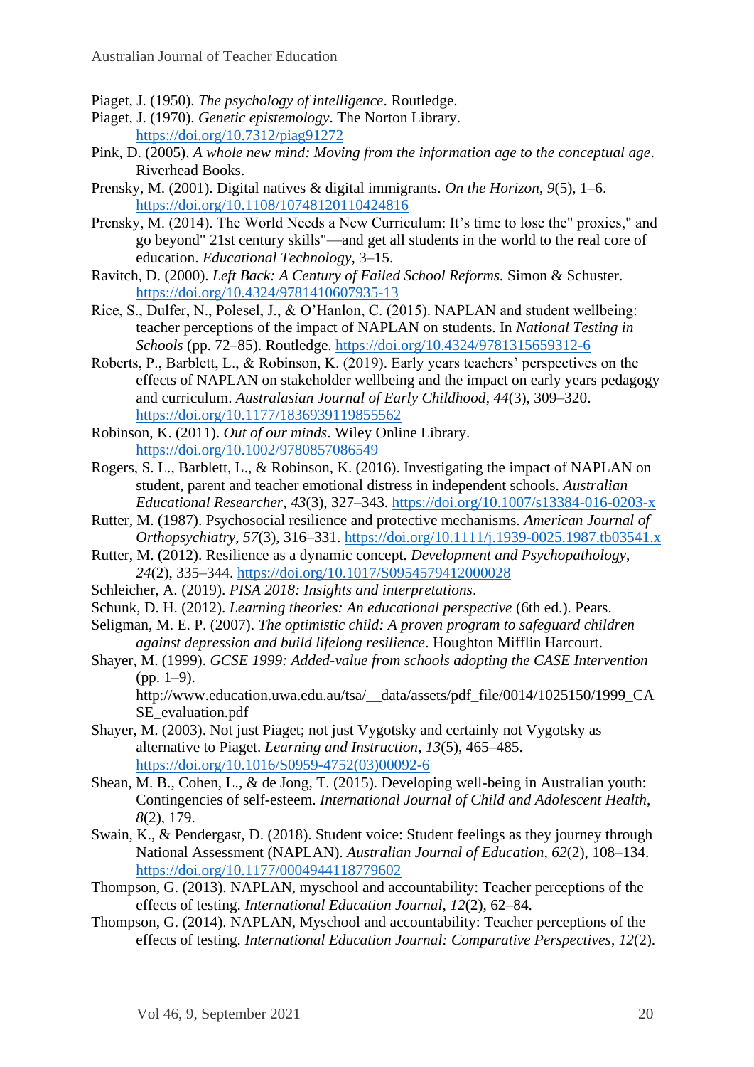Piaget, J. (1950). *The psychology of intelligence*. Routledge.

Piaget, J. (1970). *Genetic epistemology*. The Norton Library. https://doi.org/10.7312/piag91272

Pink, D. (2005). *A whole new mind: Moving from the information age to the conceptual age*. Riverhead Books.

Prensky, M. (2001). Digital natives & digital immigrants. *On the Horizon*, *9*(5), 1–6. https://doi.org/10.1108/10748120110424816

Prensky, M. (2014). The World Needs a New Curriculum: It's time to lose the" proxies," and go beyond" 21st century skills"—and get all students in the world to the real core of education. *Educational Technology*, 3–15.

Ravitch, D. (2000). *Left Back: A Century of Failed School Reforms.* Simon & Schuster. https://doi.org/10.4324/9781410607935-13

Rice, S., Dulfer, N., Polesel, J., & O'Hanlon, C. (2015). NAPLAN and student wellbeing: teacher perceptions of the impact of NAPLAN on students. In *National Testing in Schools* (pp. 72–85). Routledge. https://doi.org/10.4324/9781315659312-6

Roberts, P., Barblett, L., & Robinson, K. (2019). Early years teachers' perspectives on the effects of NAPLAN on stakeholder wellbeing and the impact on early years pedagogy and curriculum. *Australasian Journal of Early Childhood*, *44*(3), 309–320. https://doi.org/10.1177/1836939119855562

Robinson, K. (2011). *Out of our minds*. Wiley Online Library. https://doi.org/10.1002/9780857086549

Rogers, S. L., Barblett, L., & Robinson, K. (2016). Investigating the impact of NAPLAN on student, parent and teacher emotional distress in independent schools. *Australian Educational Researcher*, *43*(3), 327–343. https://doi.org/10.1007/s13384-016-0203-x

Rutter, M. (1987). Psychosocial resilience and protective mechanisms. *American Journal of Orthopsychiatry*, *57*(3), 316–331. https://doi.org/10.1111/j.1939-0025.1987.tb03541.x

Rutter, M. (2012). Resilience as a dynamic concept. *Development and Psychopathology*, *24*(2), 335–344. https://doi.org/10.1017/S0954579412000028

Schleicher, A. (2019). *PISA 2018: Insights and interpretations*.

Schunk, D. H. (2012). *Learning theories: An educational perspective* (6th ed.). Pears.

Seligman, M. E. P. (2007). *The optimistic child: A proven program to safeguard children against depression and build lifelong resilience*. Houghton Mifflin Harcourt.

Shayer, M. (1999). *GCSE 1999: Added-value from schools adopting the CASE Intervention* (pp. 1–9). http://www.education.uwa.edu.au/tsa/__data/assets/pdf_file/0014/1025150/1999_CASE_evaluation.pdf

Shayer, M. (2003). Not just Piaget; not just Vygotsky and certainly not Vygotsky as alternative to Piaget. *Learning and Instruction*, *13*(5), 465–485. https://doi.org/10.1016/S0959-4752(03)00092-6

Shean, M. B., Cohen, L., & de Jong, T. (2015). Developing well-being in Australian youth: Contingencies of self-esteem. *International Journal of Child and Adolescent Health*, *8*(2), 179.

Swain, K., & Pendergast, D. (2018). Student voice: Student feelings as they journey through National Assessment (NAPLAN). *Australian Journal of Education*, *62*(2), 108–134. https://doi.org/10.1177/0004944118779602

Thompson, G. (2013). NAPLAN, myschool and accountability: Teacher perceptions of the effects of testing. *International Education Journal*, *12*(2), 62–84.

Thompson, G. (2014). NAPLAN, Myschool and accountability: Teacher perceptions of the effects of testing. *International Education Journal: Comparative Perspectives*, *12*(2).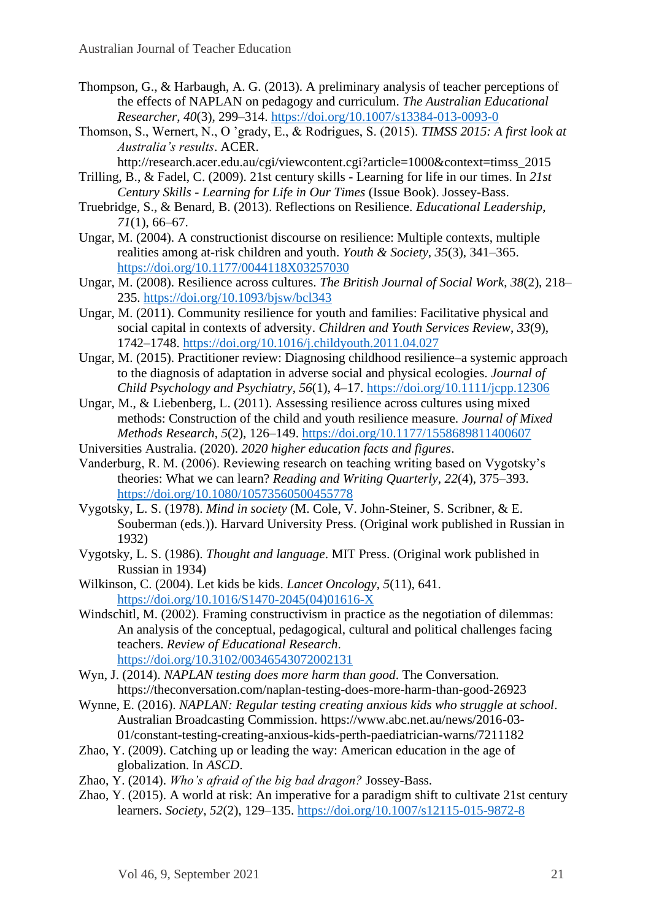Thompson, G., & Harbaugh, A. G. (2013). A preliminary analysis of teacher perceptions of the effects of NAPLAN on pedagogy and curriculum. *The Australian Educational Researcher*, *40*(3), 299–314. https://doi.org/10.1007/s13384-013-0093-0

Thomson, S., Wernert, N., O 'grady, E., & Rodrigues, S. (2015). *TIMSS 2015: A first look at Australia's results*. ACER. http://research.acer.edu.au/cgi/viewcontent.cgi?article=1000&context=timss_2015

Trilling, B., & Fadel, C. (2009). 21st century skills - Learning for life in our times. In *21st Century Skills - Learning for Life in Our Times* (Issue Book). Jossey-Bass.

Truebridge, S., & Benard, B. (2013). Reflections on Resilience. *Educational Leadership*, *71*(1), 66–67.

Ungar, M. (2004). A constructionist discourse on resilience: Multiple contexts, multiple realities among at-risk children and youth. *Youth & Society*, *35*(3), 341–365. https://doi.org/10.1177/0044118X03257030

Ungar, M. (2008). Resilience across cultures. *The British Journal of Social Work*, *38*(2), 218–235. https://doi.org/10.1093/bjsw/bcl343

Ungar, M. (2011). Community resilience for youth and families: Facilitative physical and social capital in contexts of adversity. *Children and Youth Services Review*, *33*(9), 1742–1748. https://doi.org/10.1016/j.childyouth.2011.04.027

Ungar, M. (2015). Practitioner review: Diagnosing childhood resilience–a systemic approach to the diagnosis of adaptation in adverse social and physical ecologies. *Journal of Child Psychology and Psychiatry*, *56*(1), 4–17. https://doi.org/10.1111/jcpp.12306

Ungar, M., & Liebenberg, L. (2011). Assessing resilience across cultures using mixed methods: Construction of the child and youth resilience measure. *Journal of Mixed Methods Research*, *5*(2), 126–149. https://doi.org/10.1177/1558689811400607

Universities Australia. (2020). *2020 higher education facts and figures*.

Vanderburg, R. M. (2006). Reviewing research on teaching writing based on Vygotsky's theories: What we can learn? *Reading and Writing Quarterly*, *22*(4), 375–393. https://doi.org/10.1080/10573560500455778

Vygotsky, L. S. (1978). *Mind in society* (M. Cole, V. John-Steiner, S. Scribner, & E. Souberman (eds.)). Harvard University Press. (Original work published in Russian in 1932)

Vygotsky, L. S. (1986). *Thought and language*. MIT Press. (Original work published in Russian in 1934)

Wilkinson, C. (2004). Let kids be kids. *Lancet Oncology*, *5*(11), 641. https://doi.org/10.1016/S1470-2045(04)01616-X

Windschitl, M. (2002). Framing constructivism in practice as the negotiation of dilemmas: An analysis of the conceptual, pedagogical, cultural and political challenges facing teachers. *Review of Educational Research*. https://doi.org/10.3102/00346543072002131

Wyn, J. (2014). *NAPLAN testing does more harm than good*. The Conversation. https://theconversation.com/naplan-testing-does-more-harm-than-good-26923

Wynne, E. (2016). *NAPLAN: Regular testing creating anxious kids who struggle at school*. Australian Broadcasting Commission. https://www.abc.net.au/news/2016-03-01/constant-testing-creating-anxious-kids-perth-paediatrician-warns/7211182

Zhao, Y. (2009). Catching up or leading the way: American education in the age of globalization. In *ASCD*.

Zhao, Y. (2014). *Who's afraid of the big bad dragon?* Jossey-Bass.

Zhao, Y. (2015). A world at risk: An imperative for a paradigm shift to cultivate 21st century learners. *Society*, *52*(2), 129–135. https://doi.org/10.1007/s12115-015-9872-8